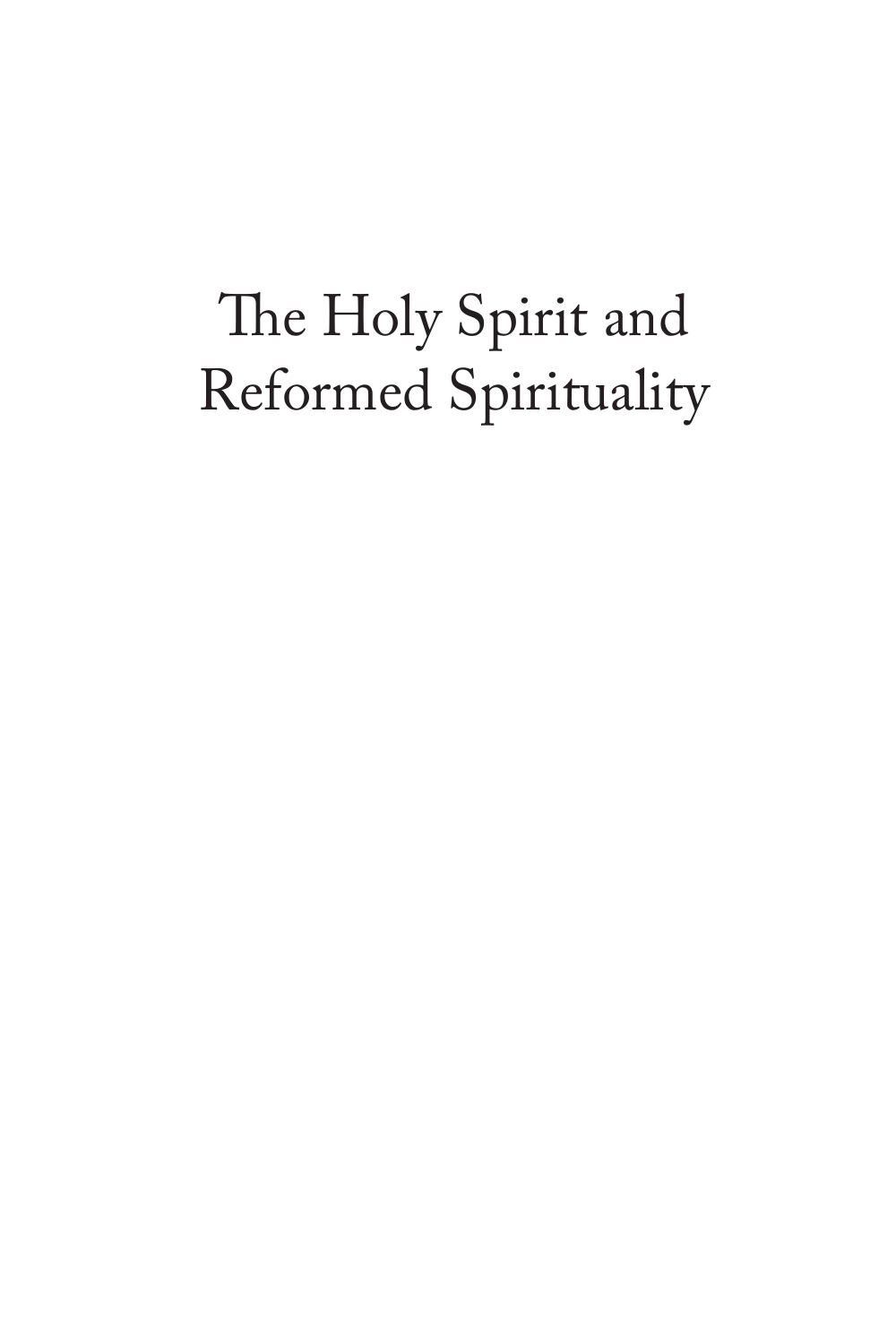# The Holy Spirit and Reformed Spirituality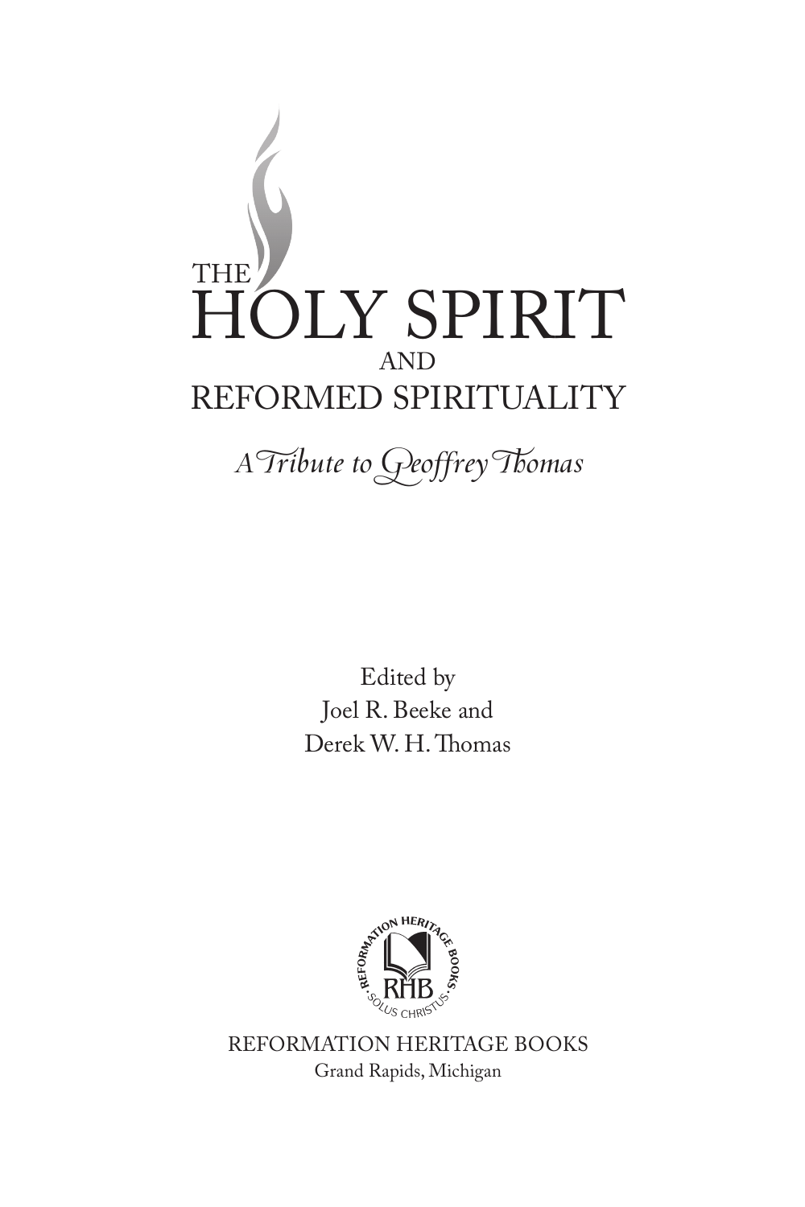# THE HOLY SPIRIT AND REFORMED SPIRITUALITY

*A Tribute to Geoffrey Thomas*

Edited by
Joel R. Beeke and
Derek W. H. Thomas

REFORMATION HERITAGE BOOKS
Grand Rapids, Michigan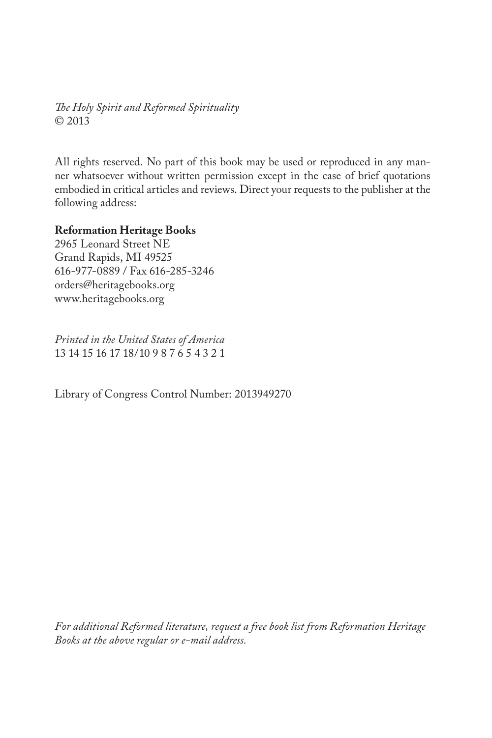*The Holy Spirit and Reformed Spirituality*
© 2013

All rights reserved. No part of this book may be used or reproduced in any manner whatsoever without written permission except in the case of brief quotations embodied in critical articles and reviews. Direct your requests to the publisher at the following address:

**Reformation Heritage Books**
2965 Leonard Street NE
Grand Rapids, MI 49525
616-977-0889 / Fax 616-285-3246
orders@heritagebooks.org
www.heritagebooks.org

*Printed in the United States of America*
13 14 15 16 17 18/10 9 8 7 6 5 4 3 2 1

Library of Congress Control Number: 2013949270

*For additional Reformed literature, request a free book list from Reformation Heritage Books at the above regular or e-mail address.*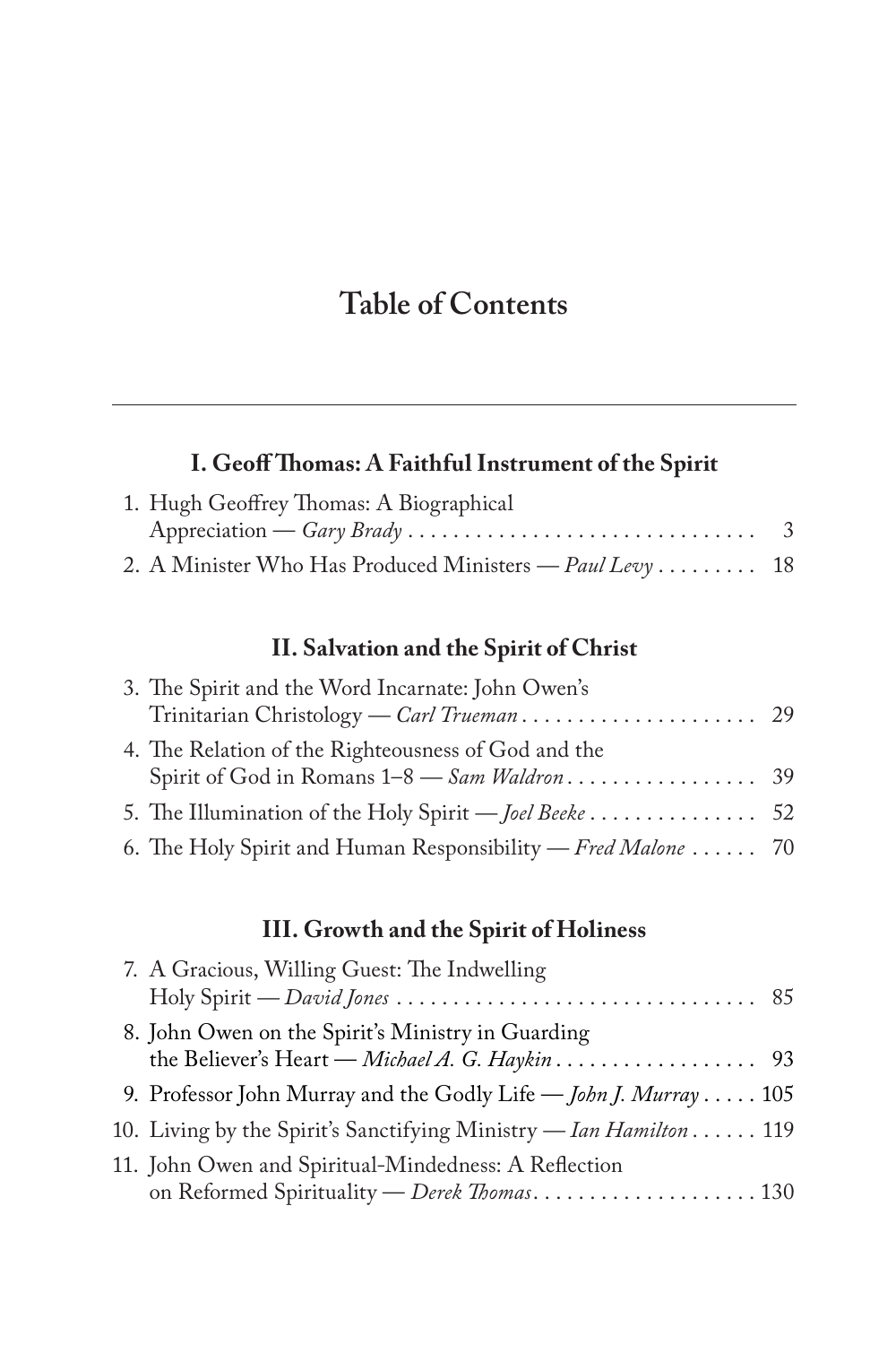# Table of Contents

---

## I. Geoff Thomas: A Faithful Instrument of the Spirit

1. Hugh Geoffrey Thomas: A Biographical Appreciation — *Gary Brady* . . . . . . . . . . . . . . . . . . . . . . . . . . . . . . 3
2. A Minister Who Has Produced Ministers — *Paul Levy* . . . . . . . . . 18

## II. Salvation and the Spirit of Christ

3. The Spirit and the Word Incarnate: John Owen's Trinitarian Christology — *Carl Trueman* . . . . . . . . . . . . . . . . . . . . . 29
4. The Relation of the Righteousness of God and the Spirit of God in Romans 1–8 — *Sam Waldron* . . . . . . . . . . . . . . . . . 39
5. The Illumination of the Holy Spirit — *Joel Beeke* . . . . . . . . . . . . . . . 52
6. The Holy Spirit and Human Responsibility — *Fred Malone* . . . . . . 70

## III. Growth and the Spirit of Holiness

7. A Gracious, Willing Guest: The Indwelling Holy Spirit — *David Jones* . . . . . . . . . . . . . . . . . . . . . . . . . . . . . . . . 85
8. John Owen on the Spirit's Ministry in Guarding the Believer's Heart — *Michael A. G. Haykin* . . . . . . . . . . . . . . . . . . 93
9. Professor John Murray and the Godly Life — *John J. Murray* . . . . . 105
10. Living by the Spirit's Sanctifying Ministry — *Ian Hamilton* . . . . . . 119
11. John Owen and Spiritual-Mindedness: A Reflection on Reformed Spirituality — *Derek Thomas* . . . . . . . . . . . . . . . . . . . . 130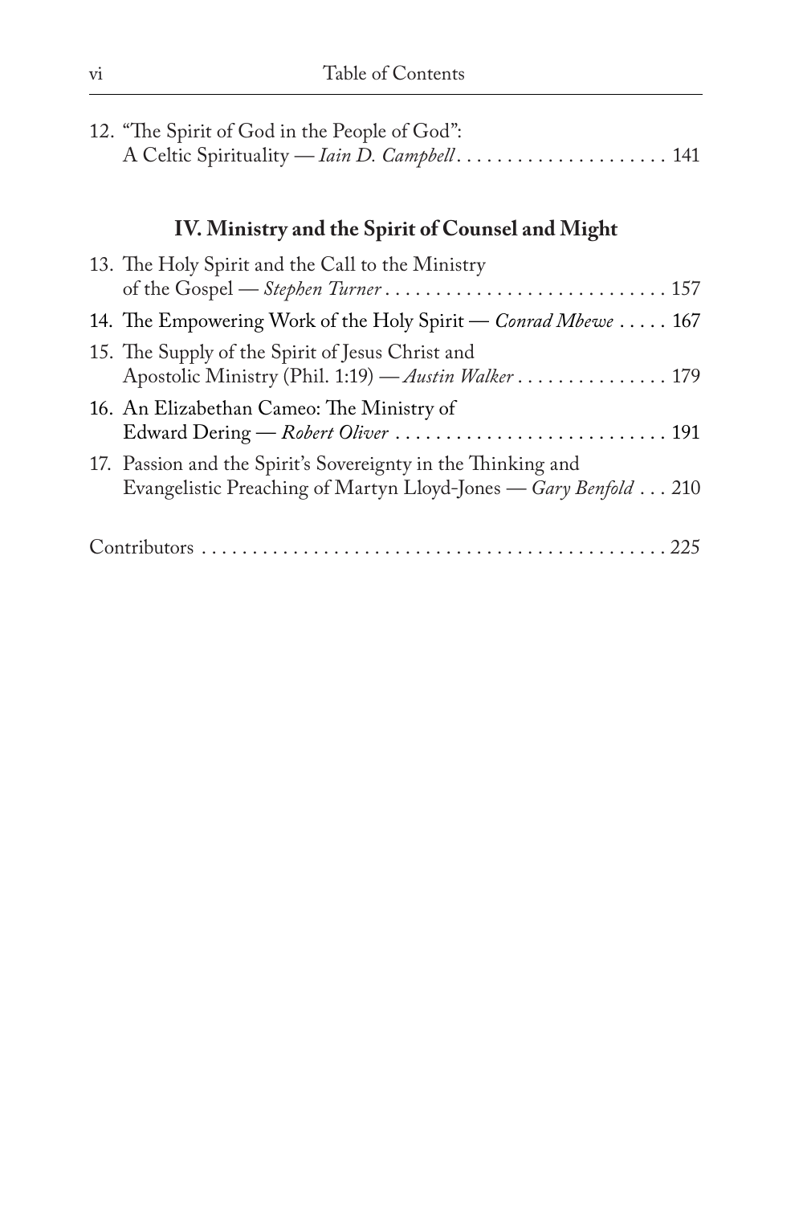12. "The Spirit of God in the People of God": A Celtic Spirituality — *Iain D. Campbell* . . . . . . . . . . . . . . . . . . . . . 141

## IV. Ministry and the Spirit of Counsel and Might

13. The Holy Spirit and the Call to the Ministry of the Gospel — *Stephen Turner* . . . . . . . . . . . . . . . . . . . . . . . . . . . . 157
14. The Empowering Work of the Holy Spirit — *Conrad Mbewe* . . . . . 167
15. The Supply of the Spirit of Jesus Christ and Apostolic Ministry (Phil. 1:19) — *Austin Walker* . . . . . . . . . . . . . . . 179
16. An Elizabethan Cameo: The Ministry of Edward Dering — *Robert Oliver* . . . . . . . . . . . . . . . . . . . . . . . . . . . 191
17. Passion and the Spirit's Sovereignty in the Thinking and Evangelistic Preaching of Martyn Lloyd-Jones — *Gary Benfold* . . . 210

Contributors . . . . . . . . . . . . . . . . . . . . . . . . . . . . . . . . . . . . . . . . . . . . . . 225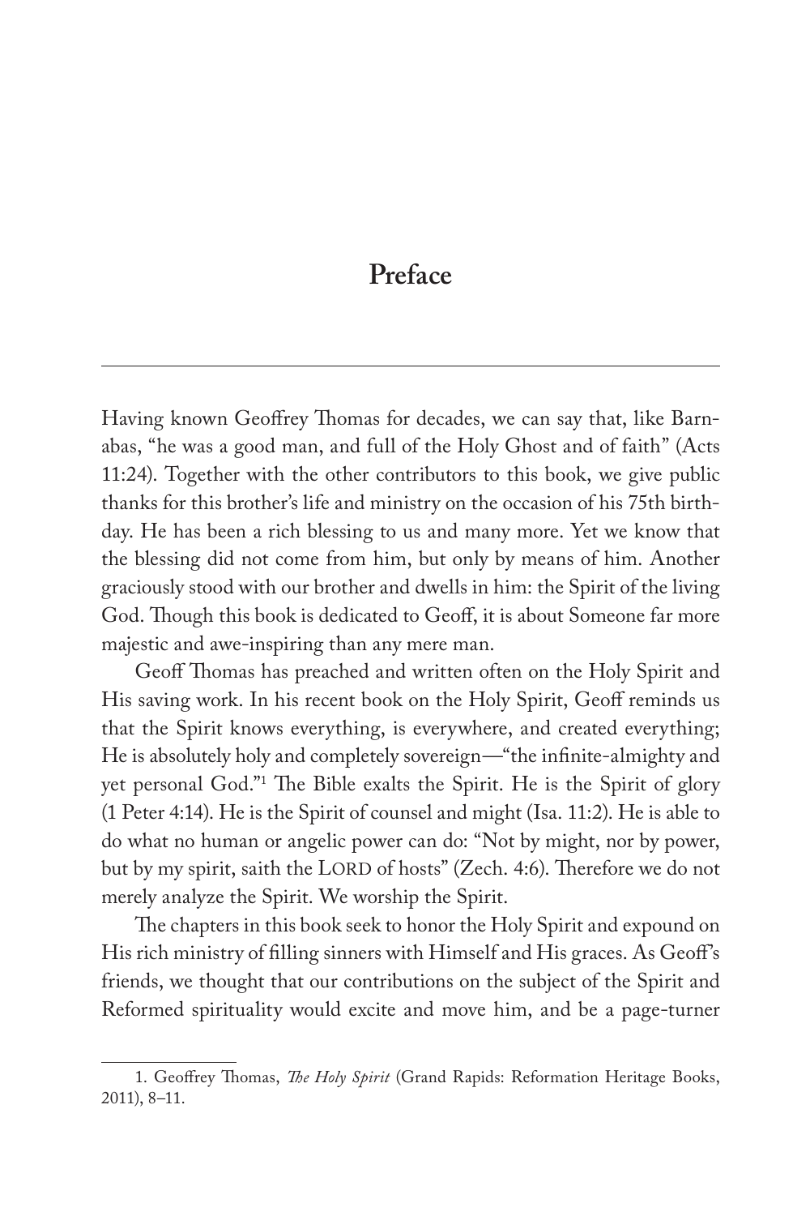# Preface

Having known Geoffrey Thomas for decades, we can say that, like Barnabas, "he was a good man, and full of the Holy Ghost and of faith" (Acts 11:24). Together with the other contributors to this book, we give public thanks for this brother's life and ministry on the occasion of his 75th birthday. He has been a rich blessing to us and many more. Yet we know that the blessing did not come from him, but only by means of him. Another graciously stood with our brother and dwells in him: the Spirit of the living God. Though this book is dedicated to Geoff, it is about Someone far more majestic and awe-inspiring than any mere man.

Geoff Thomas has preached and written often on the Holy Spirit and His saving work. In his recent book on the Holy Spirit, Geoff reminds us that the Spirit knows everything, is everywhere, and created everything; He is absolutely holy and completely sovereign—"the infinite-almighty and yet personal God."[1] The Bible exalts the Spirit. He is the Spirit of glory (1 Peter 4:14). He is the Spirit of counsel and might (Isa. 11:2). He is able to do what no human or angelic power can do: "Not by might, nor by power, but by my spirit, saith the LORD of hosts" (Zech. 4:6). Therefore we do not merely analyze the Spirit. We worship the Spirit.

The chapters in this book seek to honor the Holy Spirit and expound on His rich ministry of filling sinners with Himself and His graces. As Geoff's friends, we thought that our contributions on the subject of the Spirit and Reformed spirituality would excite and move him, and be a page-turner

1. Geoffrey Thomas, *The Holy Spirit* (Grand Rapids: Reformation Heritage Books, 2011), 8–11.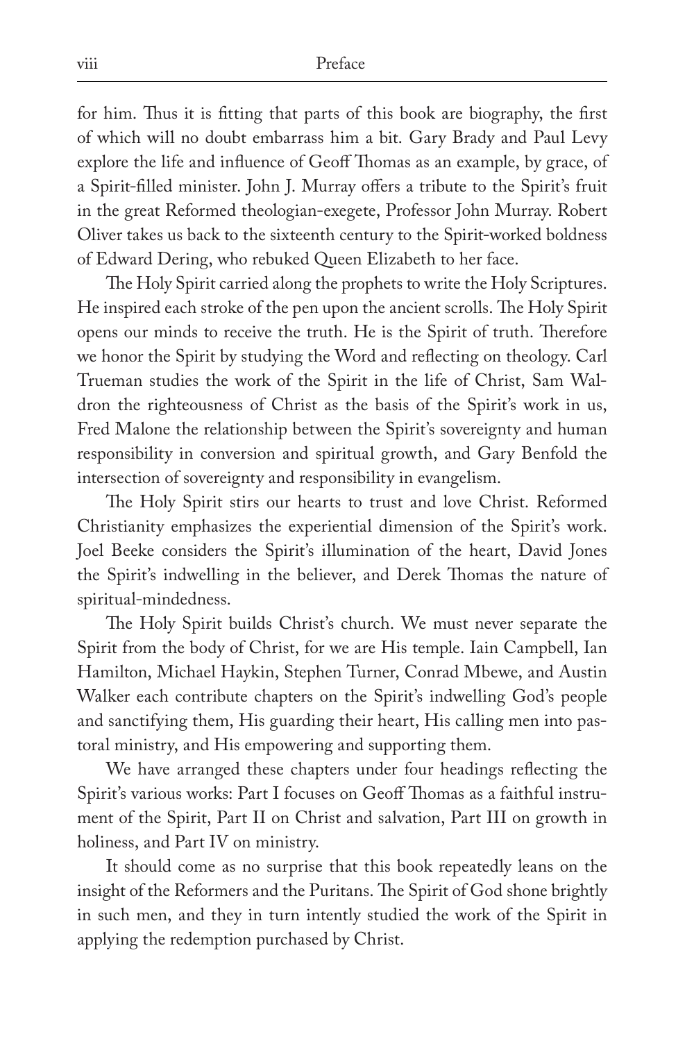for him. Thus it is fitting that parts of this book are biography, the first of which will no doubt embarrass him a bit. Gary Brady and Paul Levy explore the life and influence of Geoff Thomas as an example, by grace, of a Spirit-filled minister. John J. Murray offers a tribute to the Spirit's fruit in the great Reformed theologian-exegete, Professor John Murray. Robert Oliver takes us back to the sixteenth century to the Spirit-worked boldness of Edward Dering, who rebuked Queen Elizabeth to her face.

The Holy Spirit carried along the prophets to write the Holy Scriptures. He inspired each stroke of the pen upon the ancient scrolls. The Holy Spirit opens our minds to receive the truth. He is the Spirit of truth. Therefore we honor the Spirit by studying the Word and reflecting on theology. Carl Trueman studies the work of the Spirit in the life of Christ, Sam Waldron the righteousness of Christ as the basis of the Spirit's work in us, Fred Malone the relationship between the Spirit's sovereignty and human responsibility in conversion and spiritual growth, and Gary Benfold the intersection of sovereignty and responsibility in evangelism.

The Holy Spirit stirs our hearts to trust and love Christ. Reformed Christianity emphasizes the experiential dimension of the Spirit's work. Joel Beeke considers the Spirit's illumination of the heart, David Jones the Spirit's indwelling in the believer, and Derek Thomas the nature of spiritual-mindedness.

The Holy Spirit builds Christ's church. We must never separate the Spirit from the body of Christ, for we are His temple. Iain Campbell, Ian Hamilton, Michael Haykin, Stephen Turner, Conrad Mbewe, and Austin Walker each contribute chapters on the Spirit's indwelling God's people and sanctifying them, His guarding their heart, His calling men into pastoral ministry, and His empowering and supporting them.

We have arranged these chapters under four headings reflecting the Spirit's various works: Part I focuses on Geoff Thomas as a faithful instrument of the Spirit, Part II on Christ and salvation, Part III on growth in holiness, and Part IV on ministry.

It should come as no surprise that this book repeatedly leans on the insight of the Reformers and the Puritans. The Spirit of God shone brightly in such men, and they in turn intently studied the work of the Spirit in applying the redemption purchased by Christ.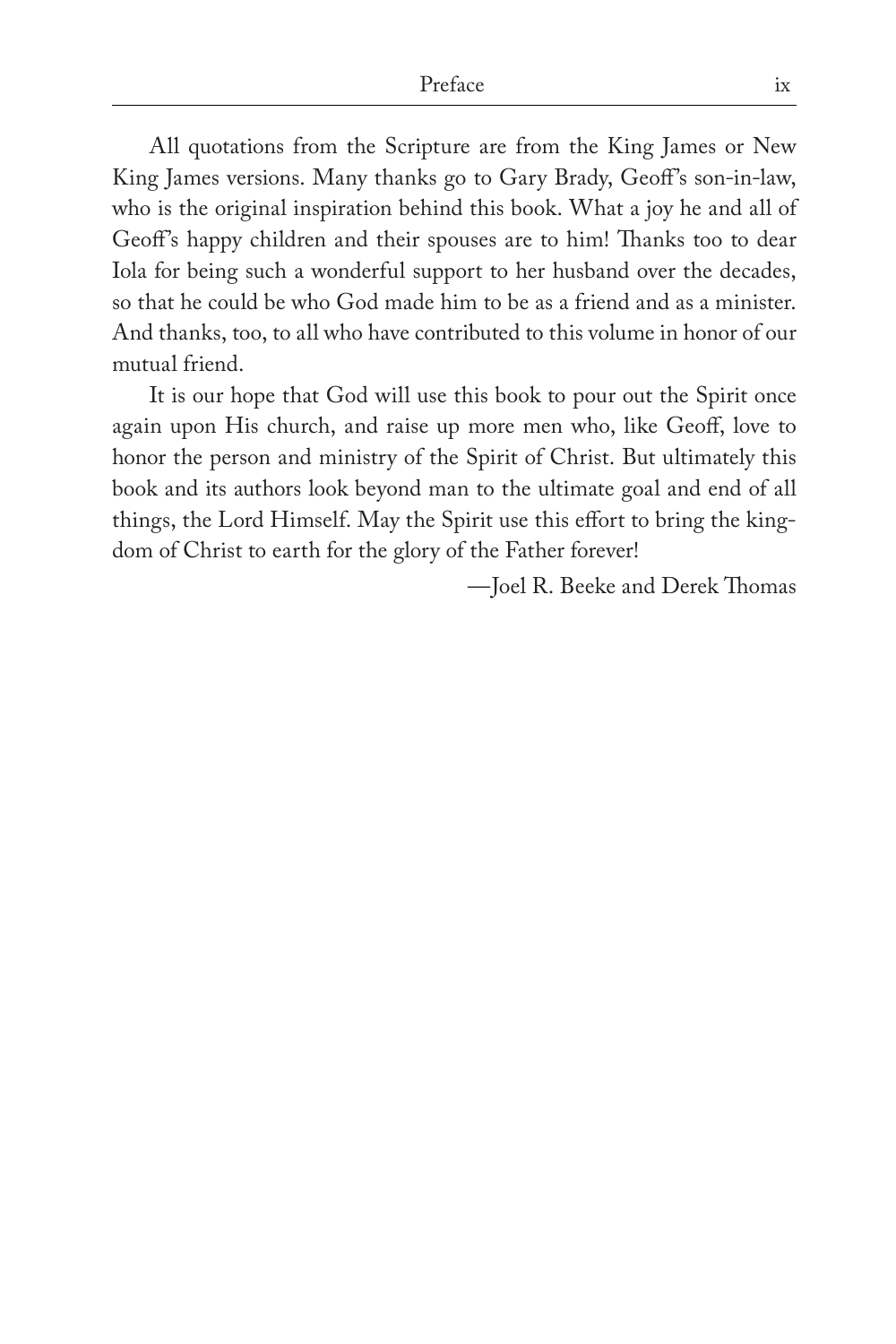All quotations from the Scripture are from the King James or New King James versions. Many thanks go to Gary Brady, Geoff's son-in-law, who is the original inspiration behind this book. What a joy he and all of Geoff's happy children and their spouses are to him! Thanks too to dear Iola for being such a wonderful support to her husband over the decades, so that he could be who God made him to be as a friend and as a minister. And thanks, too, to all who have contributed to this volume in honor of our mutual friend.

It is our hope that God will use this book to pour out the Spirit once again upon His church, and raise up more men who, like Geoff, love to honor the person and ministry of the Spirit of Christ. But ultimately this book and its authors look beyond man to the ultimate goal and end of all things, the Lord Himself. May the Spirit use this effort to bring the kingdom of Christ to earth for the glory of the Father forever!

—Joel R. Beeke and Derek Thomas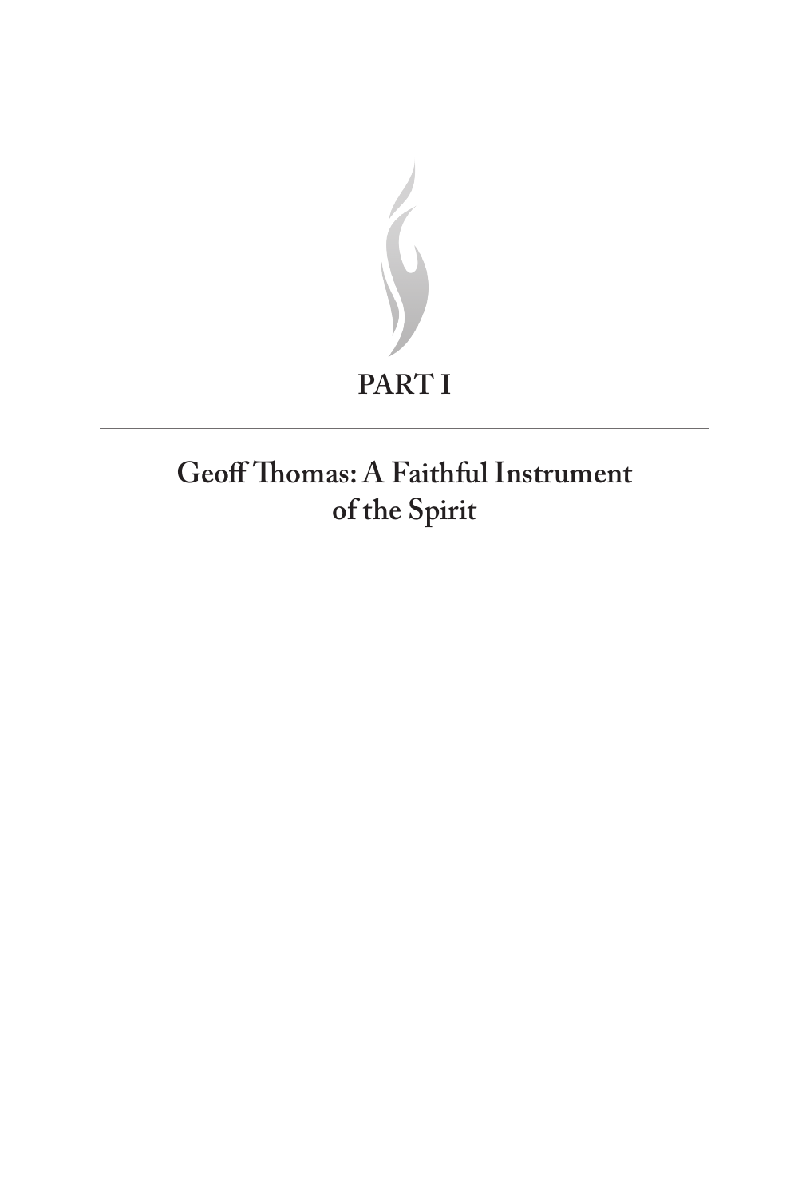# PART I

## Geoff Thomas: A Faithful Instrument of the Spirit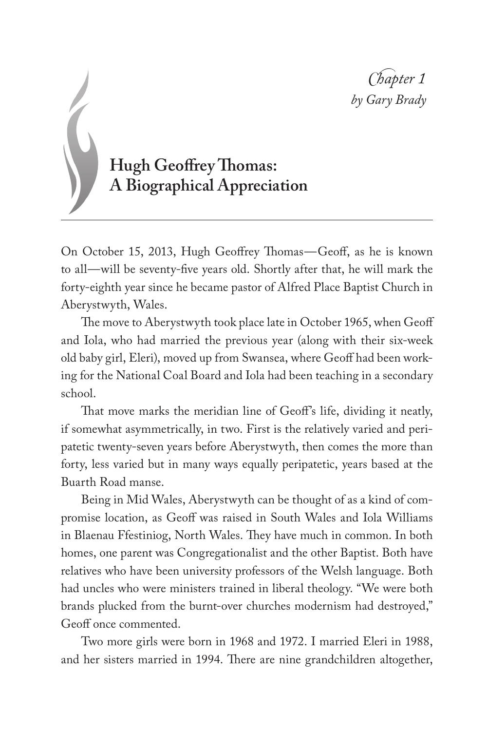*Chapter 1*
*by Gary Brady*

# Hugh Geoffrey Thomas: A Biographical Appreciation

On October 15, 2013, Hugh Geoffrey Thomas—Geoff, as he is known to all—will be seventy-five years old. Shortly after that, he will mark the forty-eighth year since he became pastor of Alfred Place Baptist Church in Aberystwyth, Wales.

The move to Aberystwyth took place late in October 1965, when Geoff and Iola, who had married the previous year (along with their six-week old baby girl, Eleri), moved up from Swansea, where Geoff had been working for the National Coal Board and Iola had been teaching in a secondary school.

That move marks the meridian line of Geoff's life, dividing it neatly, if somewhat asymmetrically, in two. First is the relatively varied and peripatetic twenty-seven years before Aberystwyth, then comes the more than forty, less varied but in many ways equally peripatetic, years based at the Buarth Road manse.

Being in Mid Wales, Aberystwyth can be thought of as a kind of compromise location, as Geoff was raised in South Wales and Iola Williams in Blaenau Ffestiniog, North Wales. They have much in common. In both homes, one parent was Congregationalist and the other Baptist. Both have relatives who have been university professors of the Welsh language. Both had uncles who were ministers trained in liberal theology. "We were both brands plucked from the burnt-over churches modernism had destroyed," Geoff once commented.

Two more girls were born in 1968 and 1972. I married Eleri in 1988, and her sisters married in 1994. There are nine grandchildren altogether,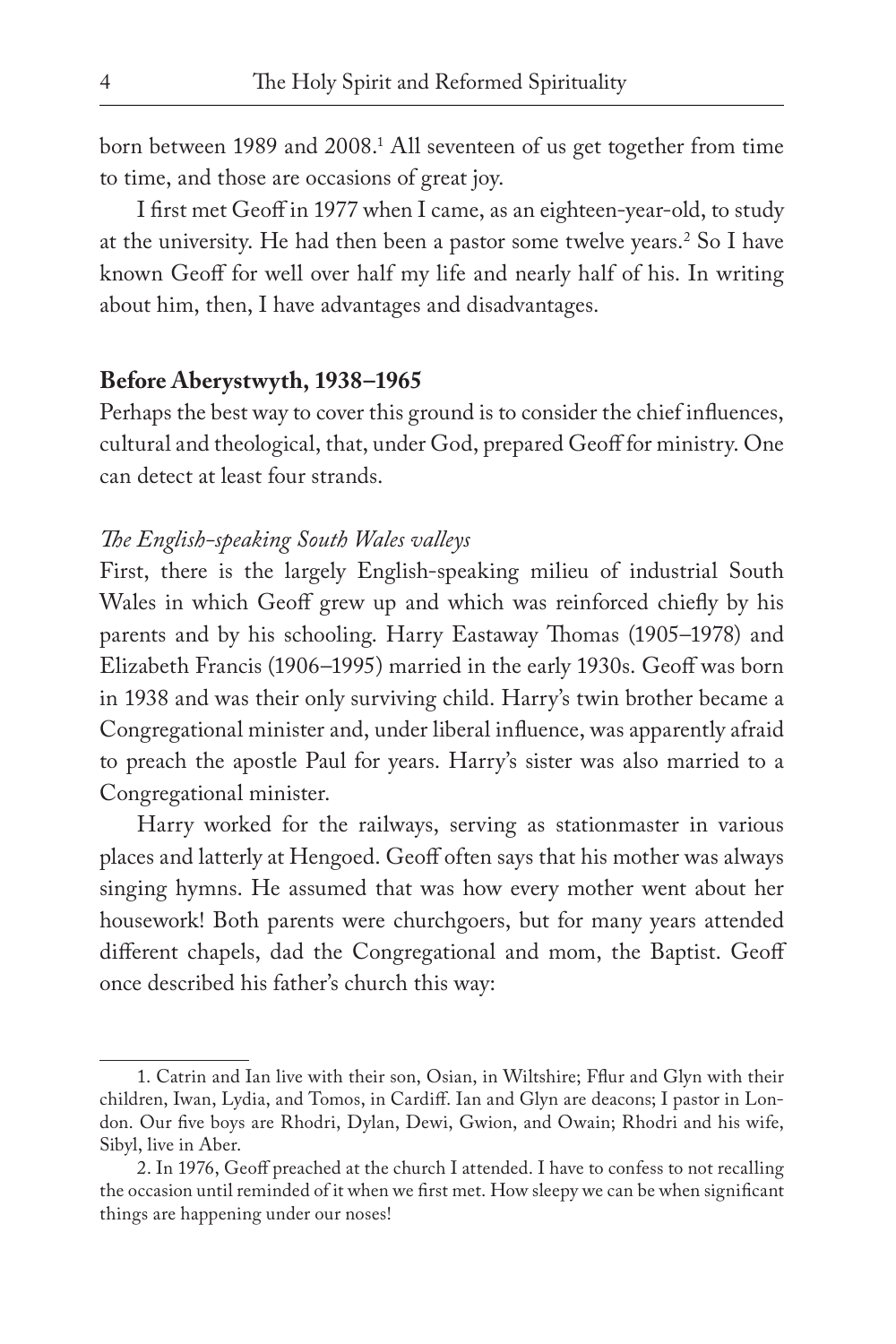born between 1989 and 2008.[1] All seventeen of us get together from time to time, and those are occasions of great joy.

I first met Geoff in 1977 when I came, as an eighteen-year-old, to study at the university. He had then been a pastor some twelve years.[2] So I have known Geoff for well over half my life and nearly half of his. In writing about him, then, I have advantages and disadvantages.

## Before Aberystwyth, 1938–1965

Perhaps the best way to cover this ground is to consider the chief influences, cultural and theological, that, under God, prepared Geoff for ministry. One can detect at least four strands.

### *The English-speaking South Wales valleys*

First, there is the largely English-speaking milieu of industrial South Wales in which Geoff grew up and which was reinforced chiefly by his parents and by his schooling. Harry Eastaway Thomas (1905–1978) and Elizabeth Francis (1906–1995) married in the early 1930s. Geoff was born in 1938 and was their only surviving child. Harry's twin brother became a Congregational minister and, under liberal influence, was apparently afraid to preach the apostle Paul for years. Harry's sister was also married to a Congregational minister.

Harry worked for the railways, serving as stationmaster in various places and latterly at Hengoed. Geoff often says that his mother was always singing hymns. He assumed that was how every mother went about her housework! Both parents were churchgoers, but for many years attended different chapels, dad the Congregational and mom, the Baptist. Geoff once described his father's church this way:

---

1. Catrin and Ian live with their son, Osian, in Wiltshire; Fflur and Glyn with their children, Iwan, Lydia, and Tomos, in Cardiff. Ian and Glyn are deacons; I pastor in London. Our five boys are Rhodri, Dylan, Dewi, Gwion, and Owain; Rhodri and his wife, Sibyl, live in Aber.

2. In 1976, Geoff preached at the church I attended. I have to confess to not recalling the occasion until reminded of it when we first met. How sleepy we can be when significant things are happening under our noses!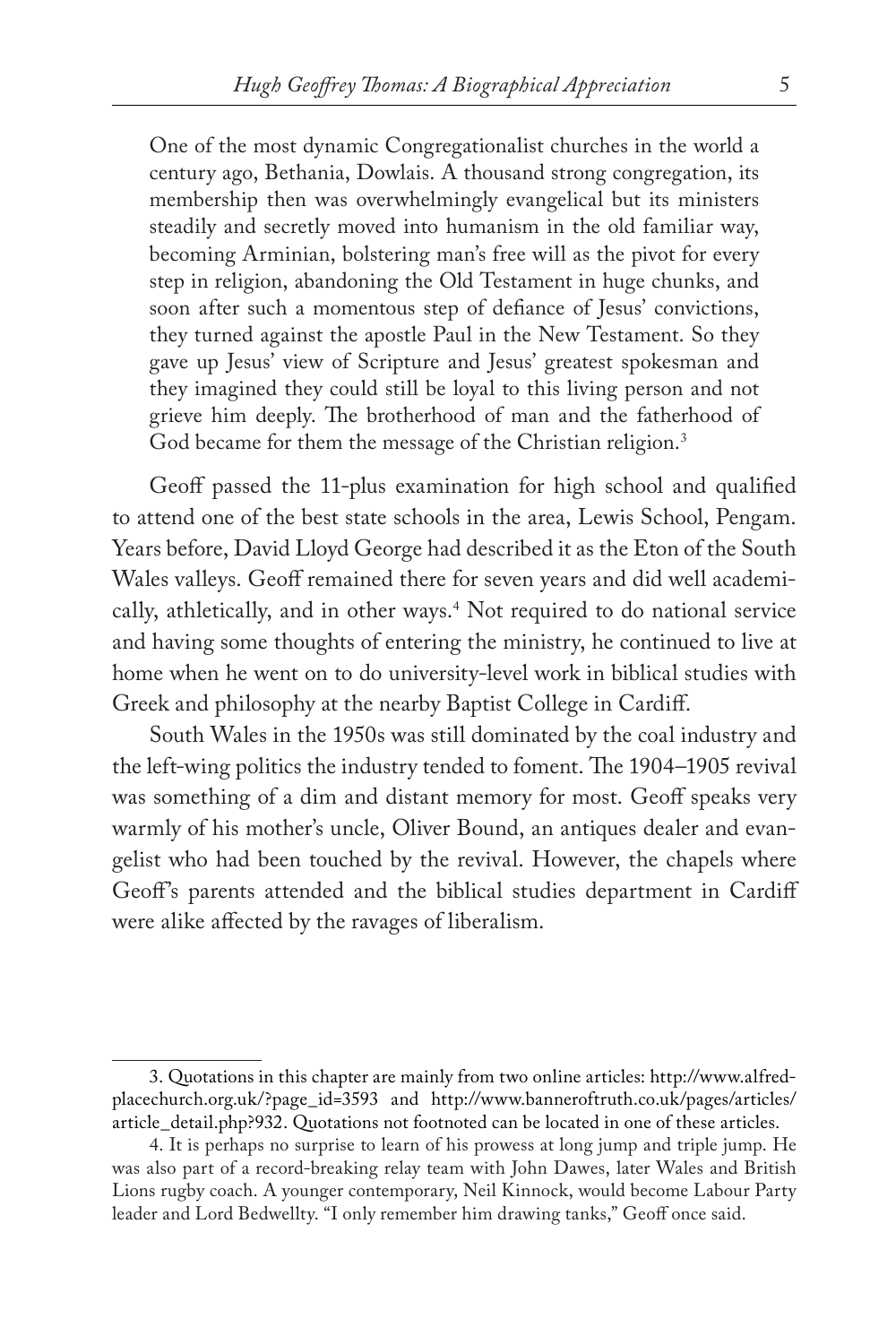> One of the most dynamic Congregationalist churches in the world a century ago, Bethania, Dowlais. A thousand strong congregation, its membership then was overwhelmingly evangelical but its ministers steadily and secretly moved into humanism in the old familiar way, becoming Arminian, bolstering man's free will as the pivot for every step in religion, abandoning the Old Testament in huge chunks, and soon after such a momentous step of defiance of Jesus' convictions, they turned against the apostle Paul in the New Testament. So they gave up Jesus' view of Scripture and Jesus' greatest spokesman and they imagined they could still be loyal to this living person and not grieve him deeply. The brotherhood of man and the fatherhood of God became for them the message of the Christian religion.[3]

Geoff passed the 11-plus examination for high school and qualified to attend one of the best state schools in the area, Lewis School, Pengam. Years before, David Lloyd George had described it as the Eton of the South Wales valleys. Geoff remained there for seven years and did well academically, athletically, and in other ways.[4] Not required to do national service and having some thoughts of entering the ministry, he continued to live at home when he went on to do university-level work in biblical studies with Greek and philosophy at the nearby Baptist College in Cardiff.

South Wales in the 1950s was still dominated by the coal industry and the left-wing politics the industry tended to foment. The 1904–1905 revival was something of a dim and distant memory for most. Geoff speaks very warmly of his mother's uncle, Oliver Bound, an antiques dealer and evangelist who had been touched by the revival. However, the chapels where Geoff's parents attended and the biblical studies department in Cardiff were alike affected by the ravages of liberalism.

---

3. Quotations in this chapter are mainly from two online articles: http://www.alfredplacechurch.org.uk/?page_id=3593 and http://www.banneroftruth.co.uk/pages/articles/article_detail.php?932. Quotations not footnoted can be located in one of these articles.

4. It is perhaps no surprise to learn of his prowess at long jump and triple jump. He was also part of a record-breaking relay team with John Dawes, later Wales and British Lions rugby coach. A younger contemporary, Neil Kinnock, would become Labour Party leader and Lord Bedwellty. "I only remember him drawing tanks," Geoff once said.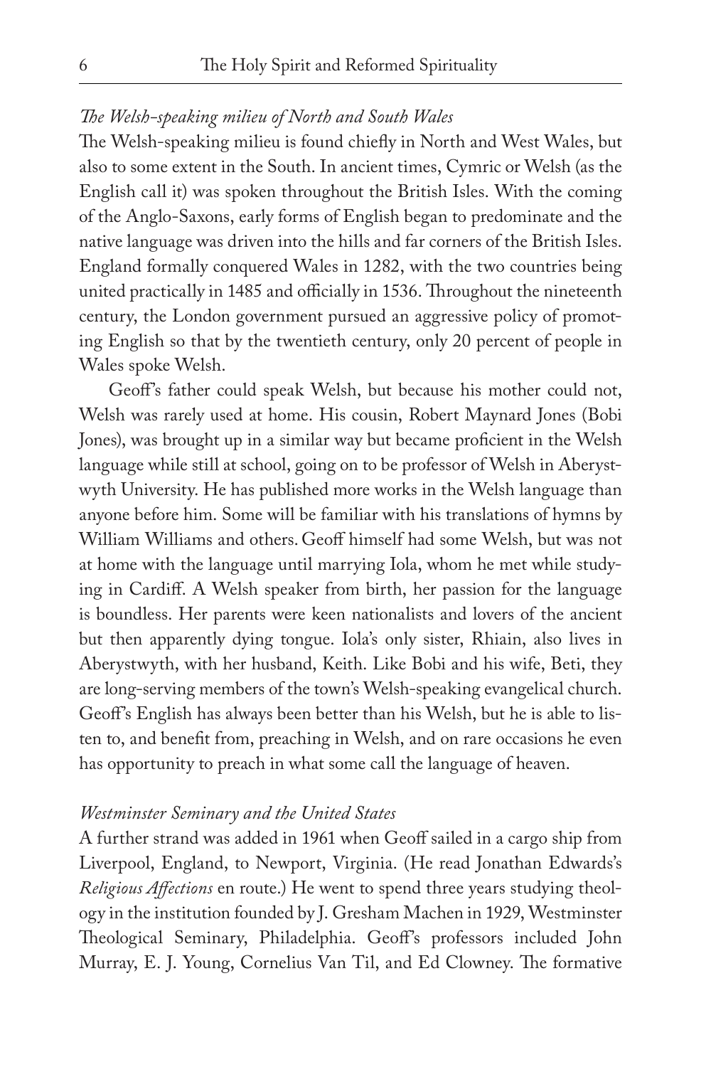*The Welsh-speaking milieu of North and South Wales*

The Welsh-speaking milieu is found chiefly in North and West Wales, but also to some extent in the South. In ancient times, Cymric or Welsh (as the English call it) was spoken throughout the British Isles. With the coming of the Anglo-Saxons, early forms of English began to predominate and the native language was driven into the hills and far corners of the British Isles. England formally conquered Wales in 1282, with the two countries being united practically in 1485 and officially in 1536. Throughout the nineteenth century, the London government pursued an aggressive policy of promoting English so that by the twentieth century, only 20 percent of people in Wales spoke Welsh.

Geoff's father could speak Welsh, but because his mother could not, Welsh was rarely used at home. His cousin, Robert Maynard Jones (Bobi Jones), was brought up in a similar way but became proficient in the Welsh language while still at school, going on to be professor of Welsh in Aberystwyth University. He has published more works in the Welsh language than anyone before him. Some will be familiar with his translations of hymns by William Williams and others. Geoff himself had some Welsh, but was not at home with the language until marrying Iola, whom he met while studying in Cardiff. A Welsh speaker from birth, her passion for the language is boundless. Her parents were keen nationalists and lovers of the ancient but then apparently dying tongue. Iola's only sister, Rhiain, also lives in Aberystwyth, with her husband, Keith. Like Bobi and his wife, Beti, they are long-serving members of the town's Welsh-speaking evangelical church. Geoff's English has always been better than his Welsh, but he is able to listen to, and benefit from, preaching in Welsh, and on rare occasions he even has opportunity to preach in what some call the language of heaven.

*Westminster Seminary and the United States*

A further strand was added in 1961 when Geoff sailed in a cargo ship from Liverpool, England, to Newport, Virginia. (He read Jonathan Edwards's *Religious Affections* en route.) He went to spend three years studying theology in the institution founded by J. Gresham Machen in 1929, Westminster Theological Seminary, Philadelphia. Geoff's professors included John Murray, E. J. Young, Cornelius Van Til, and Ed Clowney. The formative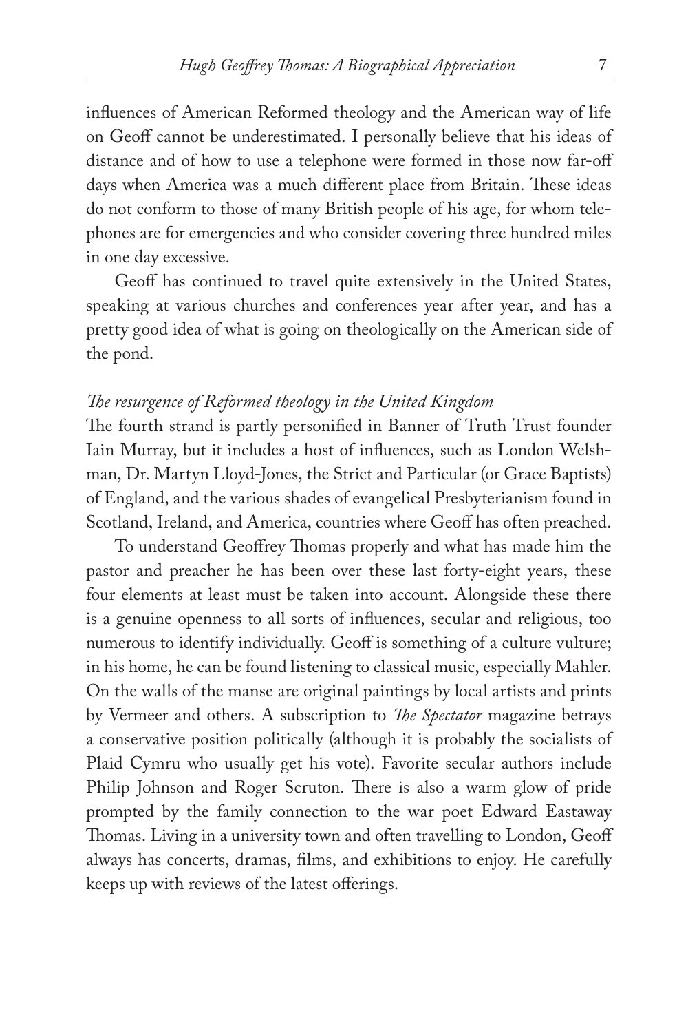influences of American Reformed theology and the American way of life on Geoff cannot be underestimated. I personally believe that his ideas of distance and of how to use a telephone were formed in those now far-off days when America was a much different place from Britain. These ideas do not conform to those of many British people of his age, for whom telephones are for emergencies and who consider covering three hundred miles in one day excessive.

Geoff has continued to travel quite extensively in the United States, speaking at various churches and conferences year after year, and has a pretty good idea of what is going on theologically on the American side of the pond.

*The resurgence of Reformed theology in the United Kingdom*

The fourth strand is partly personified in Banner of Truth Trust founder Iain Murray, but it includes a host of influences, such as London Welshman, Dr. Martyn Lloyd-Jones, the Strict and Particular (or Grace Baptists) of England, and the various shades of evangelical Presbyterianism found in Scotland, Ireland, and America, countries where Geoff has often preached.

To understand Geoffrey Thomas properly and what has made him the pastor and preacher he has been over these last forty-eight years, these four elements at least must be taken into account. Alongside these there is a genuine openness to all sorts of influences, secular and religious, too numerous to identify individually. Geoff is something of a culture vulture; in his home, he can be found listening to classical music, especially Mahler. On the walls of the manse are original paintings by local artists and prints by Vermeer and others. A subscription to *The Spectator* magazine betrays a conservative position politically (although it is probably the socialists of Plaid Cymru who usually get his vote). Favorite secular authors include Philip Johnson and Roger Scruton. There is also a warm glow of pride prompted by the family connection to the war poet Edward Eastaway Thomas. Living in a university town and often travelling to London, Geoff always has concerts, dramas, films, and exhibitions to enjoy. He carefully keeps up with reviews of the latest offerings.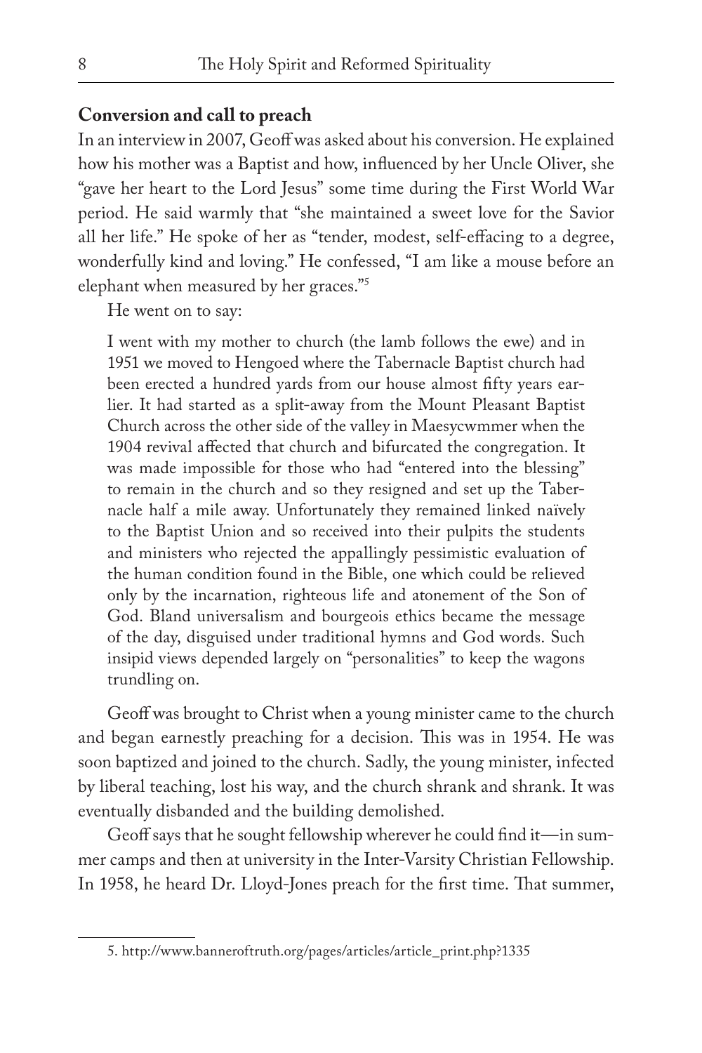## Conversion and call to preach

In an interview in 2007, Geoff was asked about his conversion. He explained how his mother was a Baptist and how, influenced by her Uncle Oliver, she "gave her heart to the Lord Jesus" some time during the First World War period. He said warmly that "she maintained a sweet love for the Savior all her life." He spoke of her as "tender, modest, self-effacing to a degree, wonderfully kind and loving." He confessed, "I am like a mouse before an elephant when measured by her graces."[5]

He went on to say:

> I went with my mother to church (the lamb follows the ewe) and in 1951 we moved to Hengoed where the Tabernacle Baptist church had been erected a hundred yards from our house almost fifty years earlier. It had started as a split-away from the Mount Pleasant Baptist Church across the other side of the valley in Maesycwmmer when the 1904 revival affected that church and bifurcated the congregation. It was made impossible for those who had "entered into the blessing" to remain in the church and so they resigned and set up the Tabernacle half a mile away. Unfortunately they remained linked naïvely to the Baptist Union and so received into their pulpits the students and ministers who rejected the appallingly pessimistic evaluation of the human condition found in the Bible, one which could be relieved only by the incarnation, righteous life and atonement of the Son of God. Bland universalism and bourgeois ethics became the message of the day, disguised under traditional hymns and God words. Such insipid views depended largely on "personalities" to keep the wagons trundling on.

Geoff was brought to Christ when a young minister came to the church and began earnestly preaching for a decision. This was in 1954. He was soon baptized and joined to the church. Sadly, the young minister, infected by liberal teaching, lost his way, and the church shrank and shrank. It was eventually disbanded and the building demolished.

Geoff says that he sought fellowship wherever he could find it—in summer camps and then at university in the Inter-Varsity Christian Fellowship. In 1958, he heard Dr. Lloyd-Jones preach for the first time. That summer,

---

5. http://www.banneroftruth.org/pages/articles/article_print.php?1335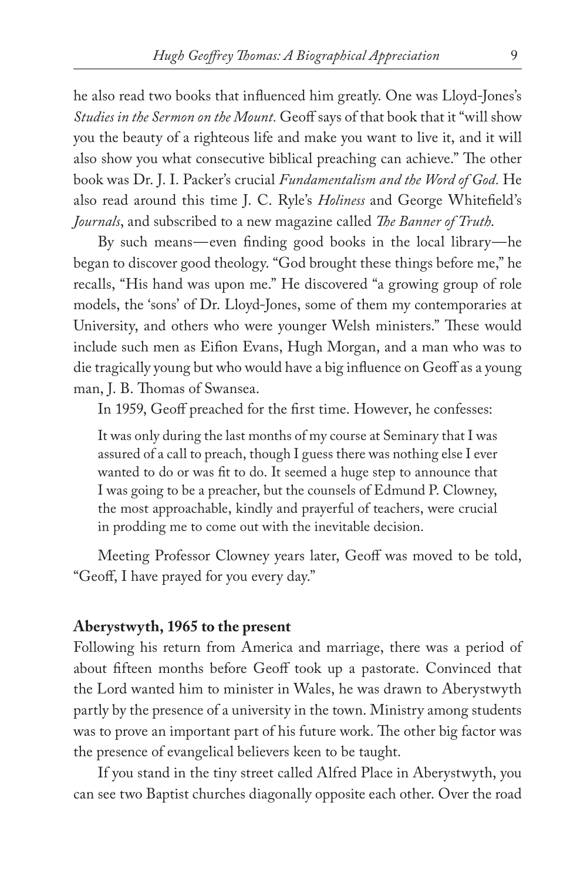he also read two books that influenced him greatly. One was Lloyd-Jones's *Studies in the Sermon on the Mount.* Geoff says of that book that it "will show you the beauty of a righteous life and make you want to live it, and it will also show you what consecutive biblical preaching can achieve." The other book was Dr. J. I. Packer's crucial *Fundamentalism and the Word of God.* He also read around this time J. C. Ryle's *Holiness* and George Whitefield's *Journals*, and subscribed to a new magazine called *The Banner of Truth.*

By such means—even finding good books in the local library—he began to discover good theology. "God brought these things before me," he recalls, "His hand was upon me." He discovered "a growing group of role models, the 'sons' of Dr. Lloyd-Jones, some of them my contemporaries at University, and others who were younger Welsh ministers." These would include such men as Eifion Evans, Hugh Morgan, and a man who was to die tragically young but who would have a big influence on Geoff as a young man, J. B. Thomas of Swansea.

In 1959, Geoff preached for the first time. However, he confesses:

> It was only during the last months of my course at Seminary that I was assured of a call to preach, though I guess there was nothing else I ever wanted to do or was fit to do. It seemed a huge step to announce that I was going to be a preacher, but the counsels of Edmund P. Clowney, the most approachable, kindly and prayerful of teachers, were crucial in prodding me to come out with the inevitable decision.

Meeting Professor Clowney years later, Geoff was moved to be told, "Geoff, I have prayed for you every day."

### Aberystwyth, 1965 to the present

Following his return from America and marriage, there was a period of about fifteen months before Geoff took up a pastorate. Convinced that the Lord wanted him to minister in Wales, he was drawn to Aberystwyth partly by the presence of a university in the town. Ministry among students was to prove an important part of his future work. The other big factor was the presence of evangelical believers keen to be taught.

If you stand in the tiny street called Alfred Place in Aberystwyth, you can see two Baptist churches diagonally opposite each other. Over the road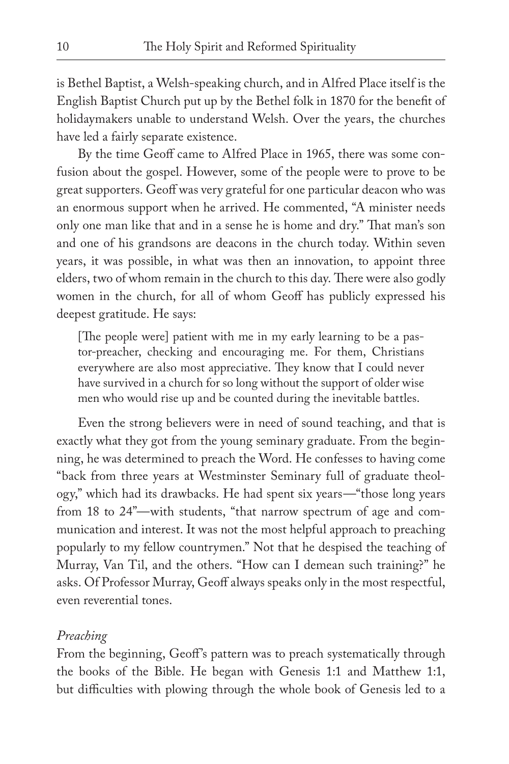is Bethel Baptist, a Welsh-speaking church, and in Alfred Place itself is the English Baptist Church put up by the Bethel folk in 1870 for the benefit of holidaymakers unable to understand Welsh. Over the years, the churches have led a fairly separate existence.

By the time Geoff came to Alfred Place in 1965, there was some confusion about the gospel. However, some of the people were to prove to be great supporters. Geoff was very grateful for one particular deacon who was an enormous support when he arrived. He commented, "A minister needs only one man like that and in a sense he is home and dry." That man's son and one of his grandsons are deacons in the church today. Within seven years, it was possible, in what was then an innovation, to appoint three elders, two of whom remain in the church to this day. There were also godly women in the church, for all of whom Geoff has publicly expressed his deepest gratitude. He says:

> [The people were] patient with me in my early learning to be a pastor-preacher, checking and encouraging me. For them, Christians everywhere are also most appreciative. They know that I could never have survived in a church for so long without the support of older wise men who would rise up and be counted during the inevitable battles.

Even the strong believers were in need of sound teaching, and that is exactly what they got from the young seminary graduate. From the beginning, he was determined to preach the Word. He confesses to having come "back from three years at Westminster Seminary full of graduate theology," which had its drawbacks. He had spent six years—"those long years from 18 to 24"—with students, "that narrow spectrum of age and communication and interest. It was not the most helpful approach to preaching popularly to my fellow countrymen." Not that he despised the teaching of Murray, Van Til, and the others. "How can I demean such training?" he asks. Of Professor Murray, Geoff always speaks only in the most respectful, even reverential tones.

*Preaching*

From the beginning, Geoff's pattern was to preach systematically through the books of the Bible. He began with Genesis 1:1 and Matthew 1:1, but difficulties with plowing through the whole book of Genesis led to a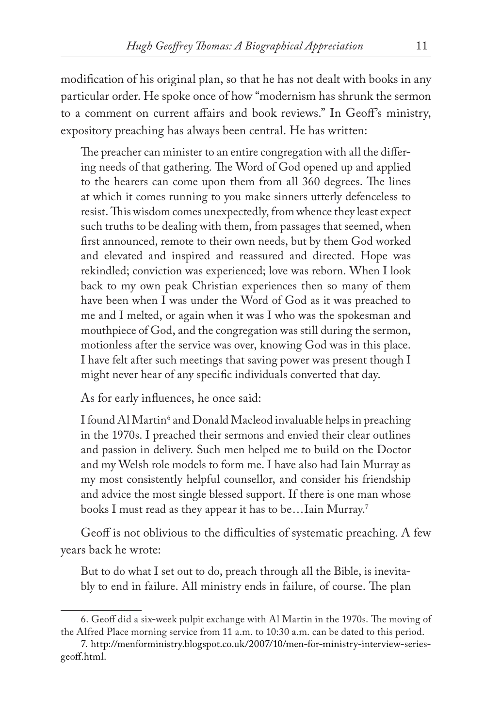modification of his original plan, so that he has not dealt with books in any particular order. He spoke once of how "modernism has shrunk the sermon to a comment on current affairs and book reviews." In Geoff's ministry, expository preaching has always been central. He has written:

> The preacher can minister to an entire congregation with all the differing needs of that gathering. The Word of God opened up and applied to the hearers can come upon them from all 360 degrees. The lines at which it comes running to you make sinners utterly defenceless to resist. This wisdom comes unexpectedly, from whence they least expect such truths to be dealing with them, from passages that seemed, when first announced, remote to their own needs, but by them God worked and elevated and inspired and reassured and directed. Hope was rekindled; conviction was experienced; love was reborn. When I look back to my own peak Christian experiences then so many of them have been when I was under the Word of God as it was preached to me and I melted, or again when it was I who was the spokesman and mouthpiece of God, and the congregation was still during the sermon, motionless after the service was over, knowing God was in this place. I have felt after such meetings that saving power was present though I might never hear of any specific individuals converted that day.

As for early influences, he once said:

> I found Al Martin[6] and Donald Macleod invaluable helps in preaching in the 1970s. I preached their sermons and envied their clear outlines and passion in delivery. Such men helped me to build on the Doctor and my Welsh role models to form me. I have also had Iain Murray as my most consistently helpful counsellor, and consider his friendship and advice the most single blessed support. If there is one man whose books I must read as they appear it has to be…Iain Murray.[7]

Geoff is not oblivious to the difficulties of systematic preaching. A few years back he wrote:

> But to do what I set out to do, preach through all the Bible, is inevitably to end in failure. All ministry ends in failure, of course. The plan

---

6. Geoff did a six-week pulpit exchange with Al Martin in the 1970s. The moving of the Alfred Place morning service from 11 a.m. to 10:30 a.m. can be dated to this period.

7. http://menforministry.blogspot.co.uk/2007/10/men-for-ministry-interview-series-geoff.html.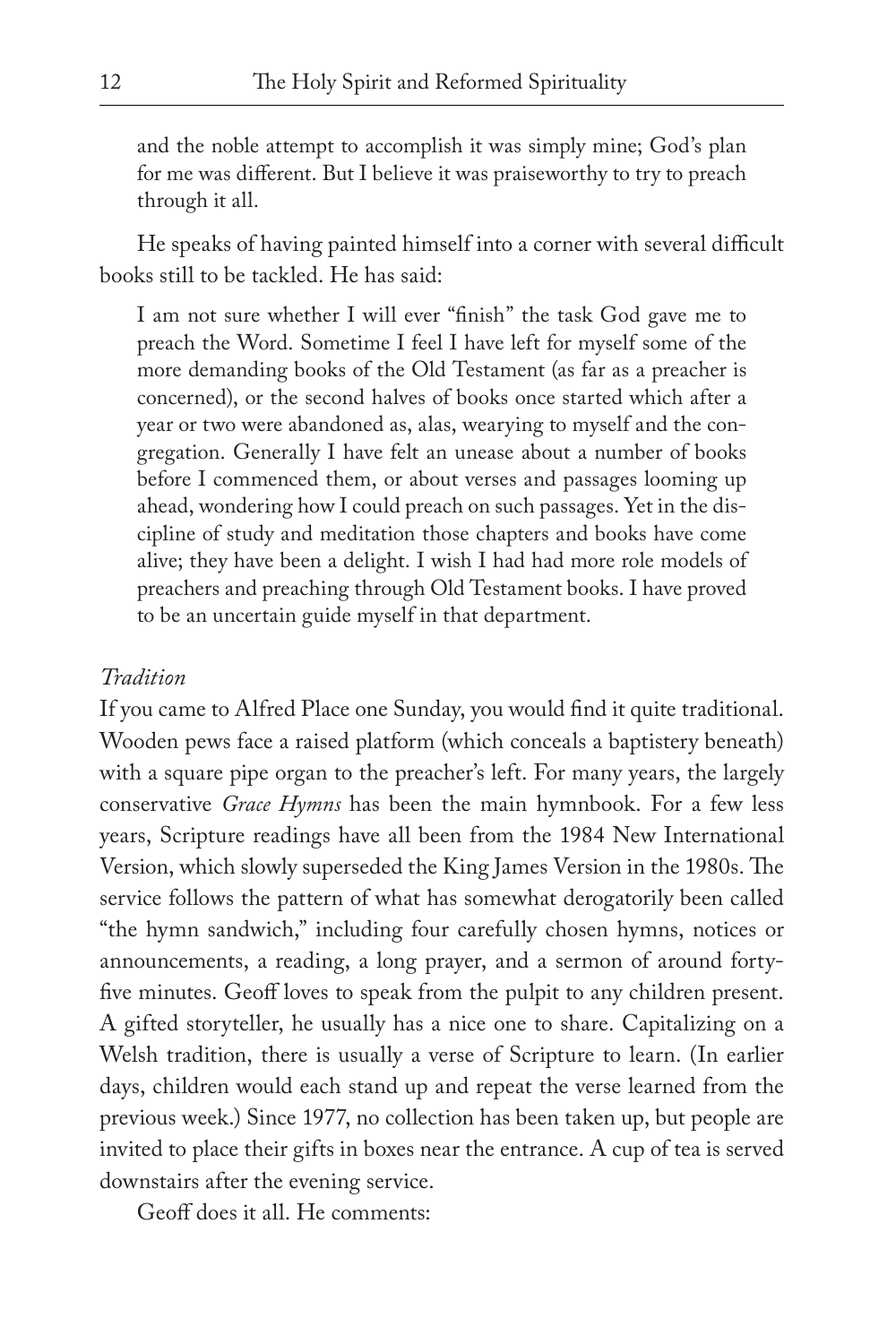> and the noble attempt to accomplish it was simply mine; God's plan for me was different. But I believe it was praiseworthy to try to preach through it all.

He speaks of having painted himself into a corner with several difficult books still to be tackled. He has said:

> I am not sure whether I will ever "finish" the task God gave me to preach the Word. Sometime I feel I have left for myself some of the more demanding books of the Old Testament (as far as a preacher is concerned), or the second halves of books once started which after a year or two were abandoned as, alas, wearying to myself and the congregation. Generally I have felt an unease about a number of books before I commenced them, or about verses and passages looming up ahead, wondering how I could preach on such passages. Yet in the discipline of study and meditation those chapters and books have come alive; they have been a delight. I wish I had had more role models of preachers and preaching through Old Testament books. I have proved to be an uncertain guide myself in that department.

*Tradition*

If you came to Alfred Place one Sunday, you would find it quite traditional. Wooden pews face a raised platform (which conceals a baptistery beneath) with a square pipe organ to the preacher's left. For many years, the largely conservative *Grace Hymns* has been the main hymnbook. For a few less years, Scripture readings have all been from the 1984 New International Version, which slowly superseded the King James Version in the 1980s. The service follows the pattern of what has somewhat derogatorily been called "the hymn sandwich," including four carefully chosen hymns, notices or announcements, a reading, a long prayer, and a sermon of around forty-five minutes. Geoff loves to speak from the pulpit to any children present. A gifted storyteller, he usually has a nice one to share. Capitalizing on a Welsh tradition, there is usually a verse of Scripture to learn. (In earlier days, children would each stand up and repeat the verse learned from the previous week.) Since 1977, no collection has been taken up, but people are invited to place their gifts in boxes near the entrance. A cup of tea is served downstairs after the evening service.

Geoff does it all. He comments: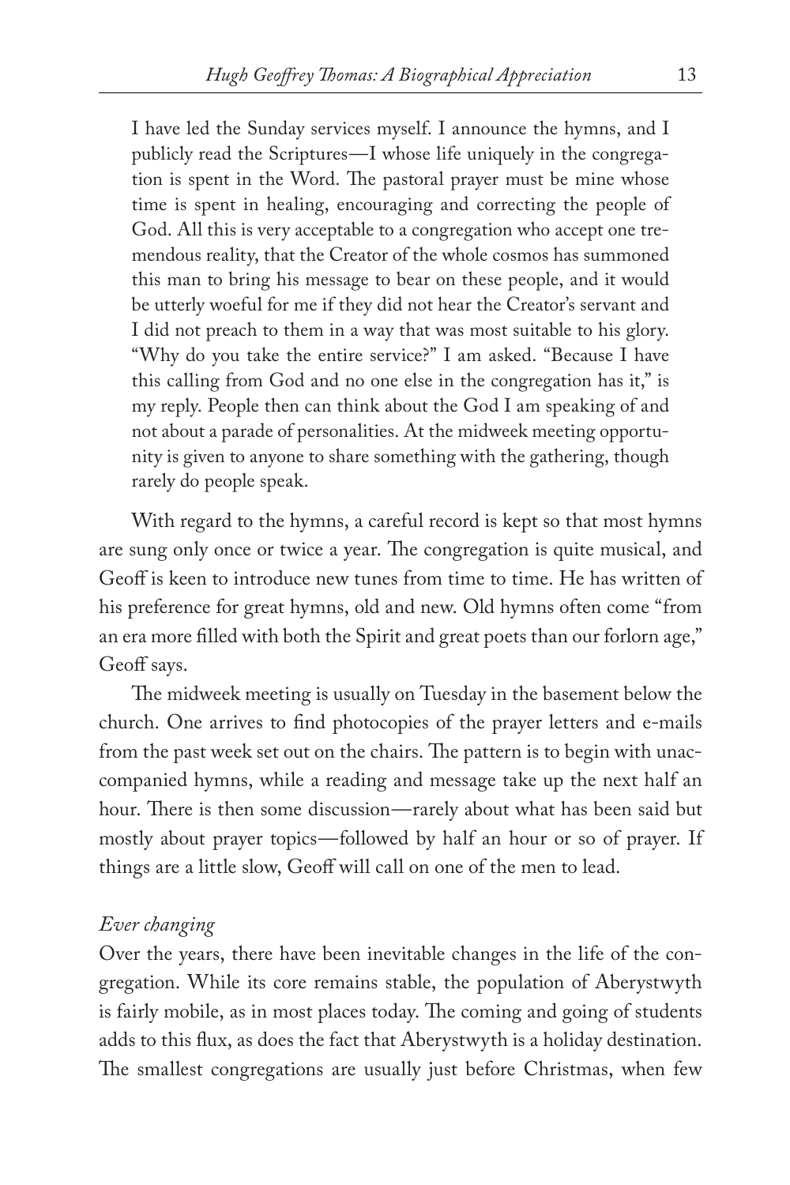> I have led the Sunday services myself. I announce the hymns, and I publicly read the Scriptures—I whose life uniquely in the congregation is spent in the Word. The pastoral prayer must be mine whose time is spent in healing, encouraging and correcting the people of God. All this is very acceptable to a congregation who accept one tremendous reality, that the Creator of the whole cosmos has summoned this man to bring his message to bear on these people, and it would be utterly woeful for me if they did not hear the Creator's servant and I did not preach to them in a way that was most suitable to his glory. "Why do you take the entire service?" I am asked. "Because I have this calling from God and no one else in the congregation has it," is my reply. People then can think about the God I am speaking of and not about a parade of personalities. At the midweek meeting opportunity is given to anyone to share something with the gathering, though rarely do people speak.

With regard to the hymns, a careful record is kept so that most hymns are sung only once or twice a year. The congregation is quite musical, and Geoff is keen to introduce new tunes from time to time. He has written of his preference for great hymns, old and new. Old hymns often come "from an era more filled with both the Spirit and great poets than our forlorn age," Geoff says.

The midweek meeting is usually on Tuesday in the basement below the church. One arrives to find photocopies of the prayer letters and e-mails from the past week set out on the chairs. The pattern is to begin with unaccompanied hymns, while a reading and message take up the next half an hour. There is then some discussion—rarely about what has been said but mostly about prayer topics—followed by half an hour or so of prayer. If things are a little slow, Geoff will call on one of the men to lead.

*Ever changing*

Over the years, there have been inevitable changes in the life of the congregation. While its core remains stable, the population of Aberystwyth is fairly mobile, as in most places today. The coming and going of students adds to this flux, as does the fact that Aberystwyth is a holiday destination. The smallest congregations are usually just before Christmas, when few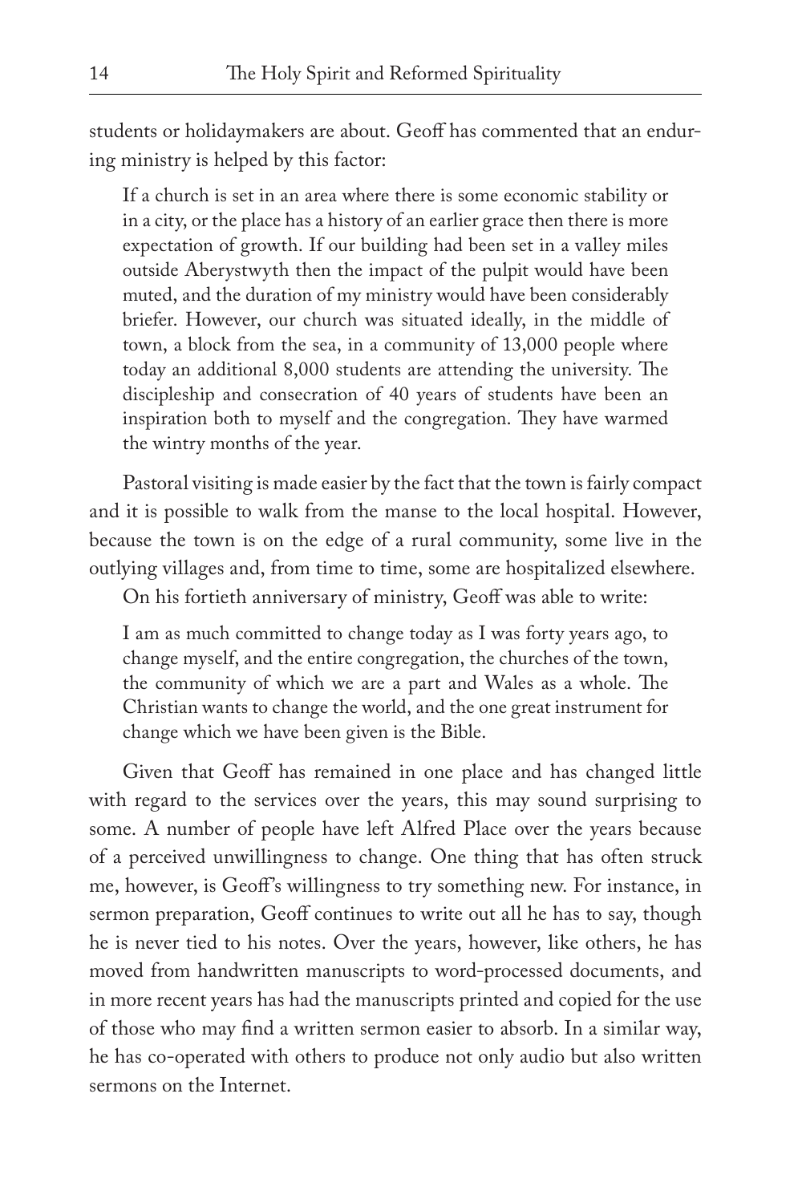students or holidaymakers are about. Geoff has commented that an enduring ministry is helped by this factor:

> If a church is set in an area where there is some economic stability or in a city, or the place has a history of an earlier grace then there is more expectation of growth. If our building had been set in a valley miles outside Aberystwyth then the impact of the pulpit would have been muted, and the duration of my ministry would have been considerably briefer. However, our church was situated ideally, in the middle of town, a block from the sea, in a community of 13,000 people where today an additional 8,000 students are attending the university. The discipleship and consecration of 40 years of students have been an inspiration both to myself and the congregation. They have warmed the wintry months of the year.

Pastoral visiting is made easier by the fact that the town is fairly compact and it is possible to walk from the manse to the local hospital. However, because the town is on the edge of a rural community, some live in the outlying villages and, from time to time, some are hospitalized elsewhere.

On his fortieth anniversary of ministry, Geoff was able to write:

> I am as much committed to change today as I was forty years ago, to change myself, and the entire congregation, the churches of the town, the community of which we are a part and Wales as a whole. The Christian wants to change the world, and the one great instrument for change which we have been given is the Bible.

Given that Geoff has remained in one place and has changed little with regard to the services over the years, this may sound surprising to some. A number of people have left Alfred Place over the years because of a perceived unwillingness to change. One thing that has often struck me, however, is Geoff's willingness to try something new. For instance, in sermon preparation, Geoff continues to write out all he has to say, though he is never tied to his notes. Over the years, however, like others, he has moved from handwritten manuscripts to word-processed documents, and in more recent years has had the manuscripts printed and copied for the use of those who may find a written sermon easier to absorb. In a similar way, he has co-operated with others to produce not only audio but also written sermons on the Internet.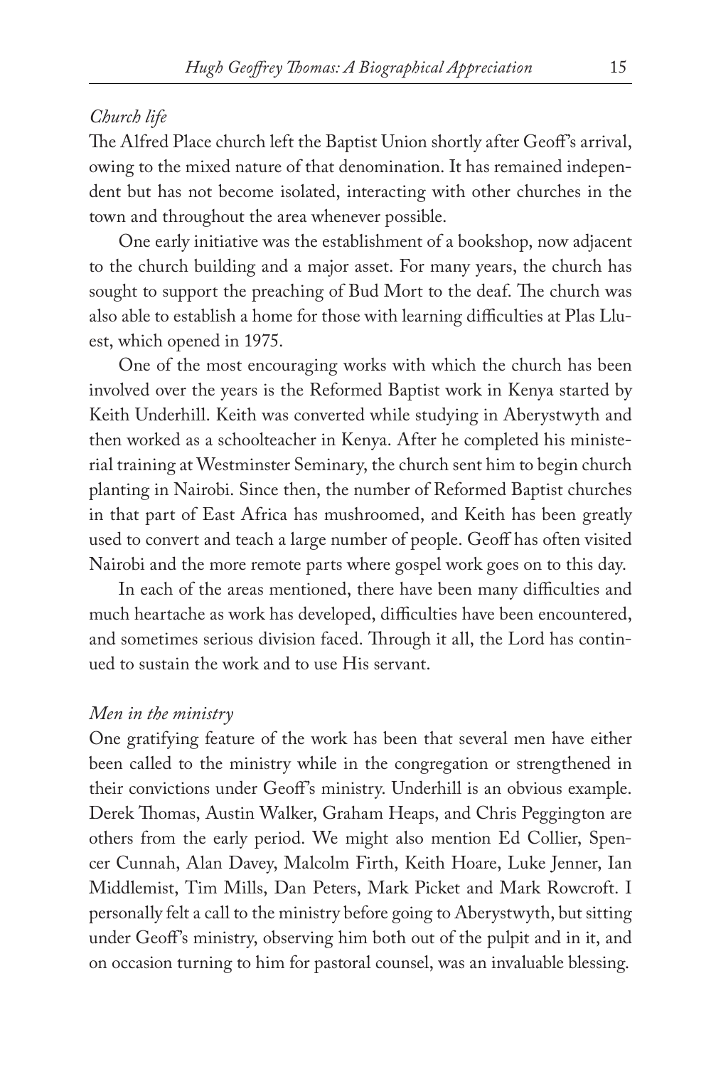*Church life*

The Alfred Place church left the Baptist Union shortly after Geoff's arrival, owing to the mixed nature of that denomination. It has remained independent but has not become isolated, interacting with other churches in the town and throughout the area whenever possible.

One early initiative was the establishment of a bookshop, now adjacent to the church building and a major asset. For many years, the church has sought to support the preaching of Bud Mort to the deaf. The church was also able to establish a home for those with learning difficulties at Plas Lluest, which opened in 1975.

One of the most encouraging works with which the church has been involved over the years is the Reformed Baptist work in Kenya started by Keith Underhill. Keith was converted while studying in Aberystwyth and then worked as a schoolteacher in Kenya. After he completed his ministerial training at Westminster Seminary, the church sent him to begin church planting in Nairobi. Since then, the number of Reformed Baptist churches in that part of East Africa has mushroomed, and Keith has been greatly used to convert and teach a large number of people. Geoff has often visited Nairobi and the more remote parts where gospel work goes on to this day.

In each of the areas mentioned, there have been many difficulties and much heartache as work has developed, difficulties have been encountered, and sometimes serious division faced. Through it all, the Lord has continued to sustain the work and to use His servant.

*Men in the ministry*

One gratifying feature of the work has been that several men have either been called to the ministry while in the congregation or strengthened in their convictions under Geoff's ministry. Underhill is an obvious example. Derek Thomas, Austin Walker, Graham Heaps, and Chris Peggington are others from the early period. We might also mention Ed Collier, Spencer Cunnah, Alan Davey, Malcolm Firth, Keith Hoare, Luke Jenner, Ian Middlemist, Tim Mills, Dan Peters, Mark Picket and Mark Rowcroft. I personally felt a call to the ministry before going to Aberystwyth, but sitting under Geoff's ministry, observing him both out of the pulpit and in it, and on occasion turning to him for pastoral counsel, was an invaluable blessing.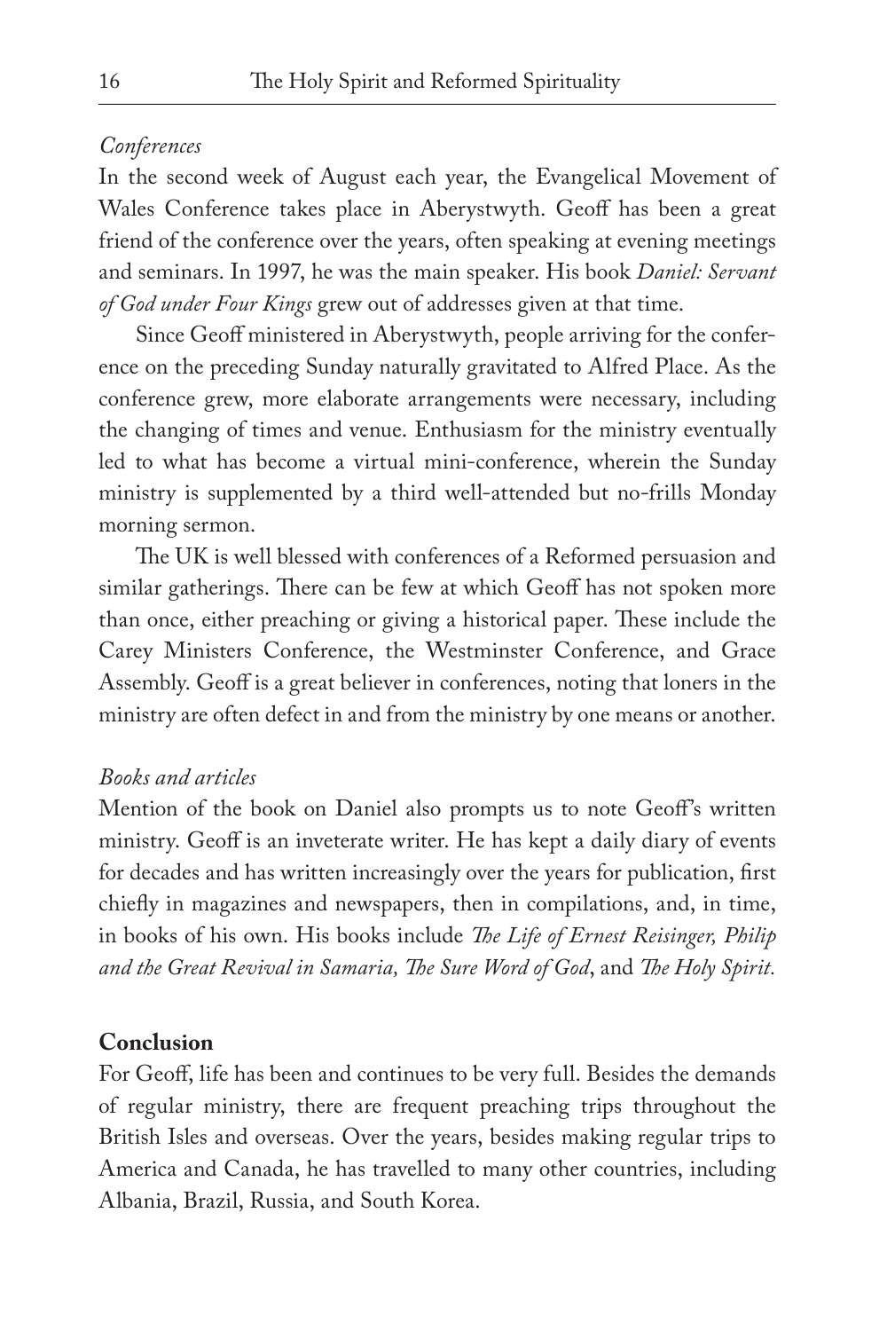*Conferences*

In the second week of August each year, the Evangelical Movement of Wales Conference takes place in Aberystwyth. Geoff has been a great friend of the conference over the years, often speaking at evening meetings and seminars. In 1997, he was the main speaker. His book *Daniel: Servant of God under Four Kings* grew out of addresses given at that time.

Since Geoff ministered in Aberystwyth, people arriving for the conference on the preceding Sunday naturally gravitated to Alfred Place. As the conference grew, more elaborate arrangements were necessary, including the changing of times and venue. Enthusiasm for the ministry eventually led to what has become a virtual mini-conference, wherein the Sunday ministry is supplemented by a third well-attended but no-frills Monday morning sermon.

The UK is well blessed with conferences of a Reformed persuasion and similar gatherings. There can be few at which Geoff has not spoken more than once, either preaching or giving a historical paper. These include the Carey Ministers Conference, the Westminster Conference, and Grace Assembly. Geoff is a great believer in conferences, noting that loners in the ministry are often defect in and from the ministry by one means or another.

*Books and articles*

Mention of the book on Daniel also prompts us to note Geoff's written ministry. Geoff is an inveterate writer. He has kept a daily diary of events for decades and has written increasingly over the years for publication, first chiefly in magazines and newspapers, then in compilations, and, in time, in books of his own. His books include *The Life of Ernest Reisinger, Philip and the Great Revival in Samaria, The Sure Word of God*, and *The Holy Spirit*.

## Conclusion

For Geoff, life has been and continues to be very full. Besides the demands of regular ministry, there are frequent preaching trips throughout the British Isles and overseas. Over the years, besides making regular trips to America and Canada, he has travelled to many other countries, including Albania, Brazil, Russia, and South Korea.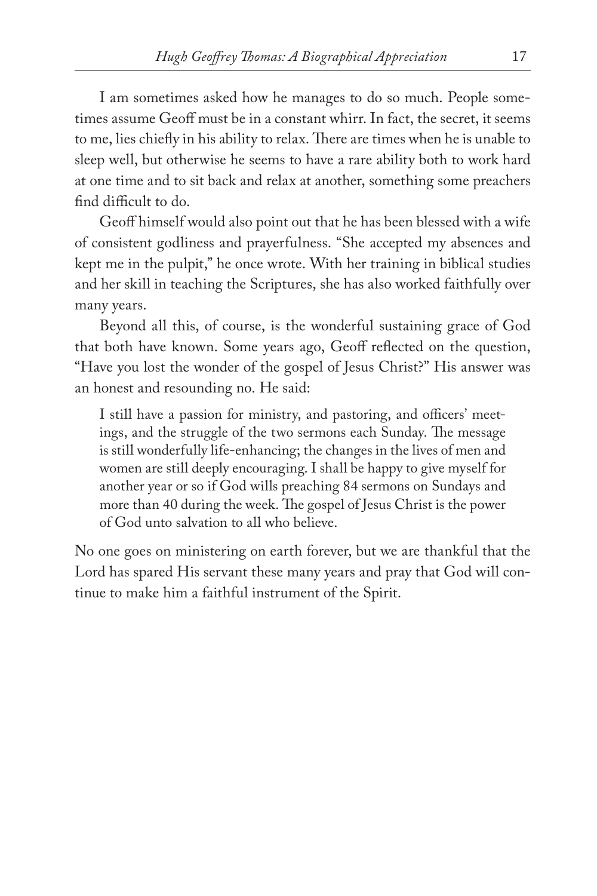I am sometimes asked how he manages to do so much. People sometimes assume Geoff must be in a constant whirr. In fact, the secret, it seems to me, lies chiefly in his ability to relax. There are times when he is unable to sleep well, but otherwise he seems to have a rare ability both to work hard at one time and to sit back and relax at another, something some preachers find difficult to do.

Geoff himself would also point out that he has been blessed with a wife of consistent godliness and prayerfulness. "She accepted my absences and kept me in the pulpit," he once wrote. With her training in biblical studies and her skill in teaching the Scriptures, she has also worked faithfully over many years.

Beyond all this, of course, is the wonderful sustaining grace of God that both have known. Some years ago, Geoff reflected on the question, "Have you lost the wonder of the gospel of Jesus Christ?" His answer was an honest and resounding no. He said:

> I still have a passion for ministry, and pastoring, and officers' meetings, and the struggle of the two sermons each Sunday. The message is still wonderfully life-enhancing; the changes in the lives of men and women are still deeply encouraging. I shall be happy to give myself for another year or so if God wills preaching 84 sermons on Sundays and more than 40 during the week. The gospel of Jesus Christ is the power of God unto salvation to all who believe.

No one goes on ministering on earth forever, but we are thankful that the Lord has spared His servant these many years and pray that God will continue to make him a faithful instrument of the Spirit.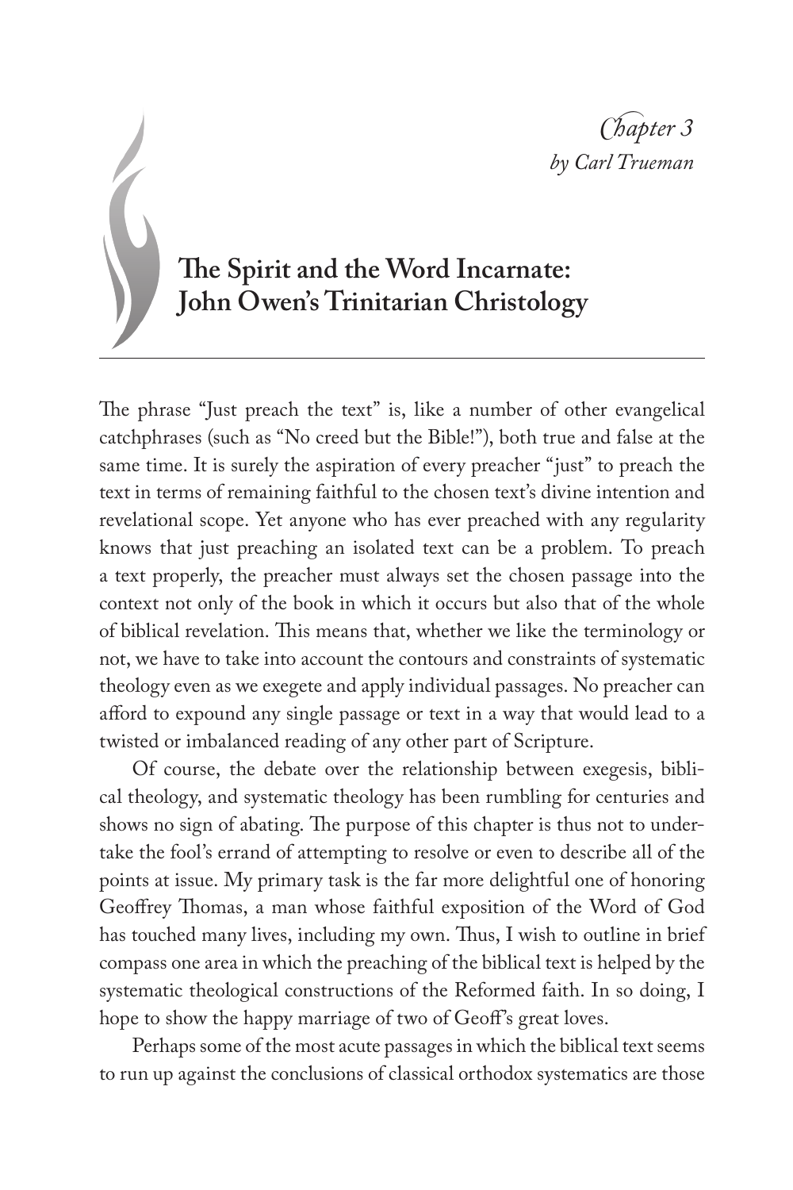*Chapter 3*
*by Carl Trueman*

# The Spirit and the Word Incarnate: John Owen's Trinitarian Christology

The phrase "Just preach the text" is, like a number of other evangelical catchphrases (such as "No creed but the Bible!"), both true and false at the same time. It is surely the aspiration of every preacher "just" to preach the text in terms of remaining faithful to the chosen text's divine intention and revelational scope. Yet anyone who has ever preached with any regularity knows that just preaching an isolated text can be a problem. To preach a text properly, the preacher must always set the chosen passage into the context not only of the book in which it occurs but also that of the whole of biblical revelation. This means that, whether we like the terminology or not, we have to take into account the contours and constraints of systematic theology even as we exegete and apply individual passages. No preacher can afford to expound any single passage or text in a way that would lead to a twisted or imbalanced reading of any other part of Scripture.

Of course, the debate over the relationship between exegesis, biblical theology, and systematic theology has been rumbling for centuries and shows no sign of abating. The purpose of this chapter is thus not to undertake the fool's errand of attempting to resolve or even to describe all of the points at issue. My primary task is the far more delightful one of honoring Geoffrey Thomas, a man whose faithful exposition of the Word of God has touched many lives, including my own. Thus, I wish to outline in brief compass one area in which the preaching of the biblical text is helped by the systematic theological constructions of the Reformed faith. In so doing, I hope to show the happy marriage of two of Geoff's great loves.

Perhaps some of the most acute passages in which the biblical text seems to run up against the conclusions of classical orthodox systematics are those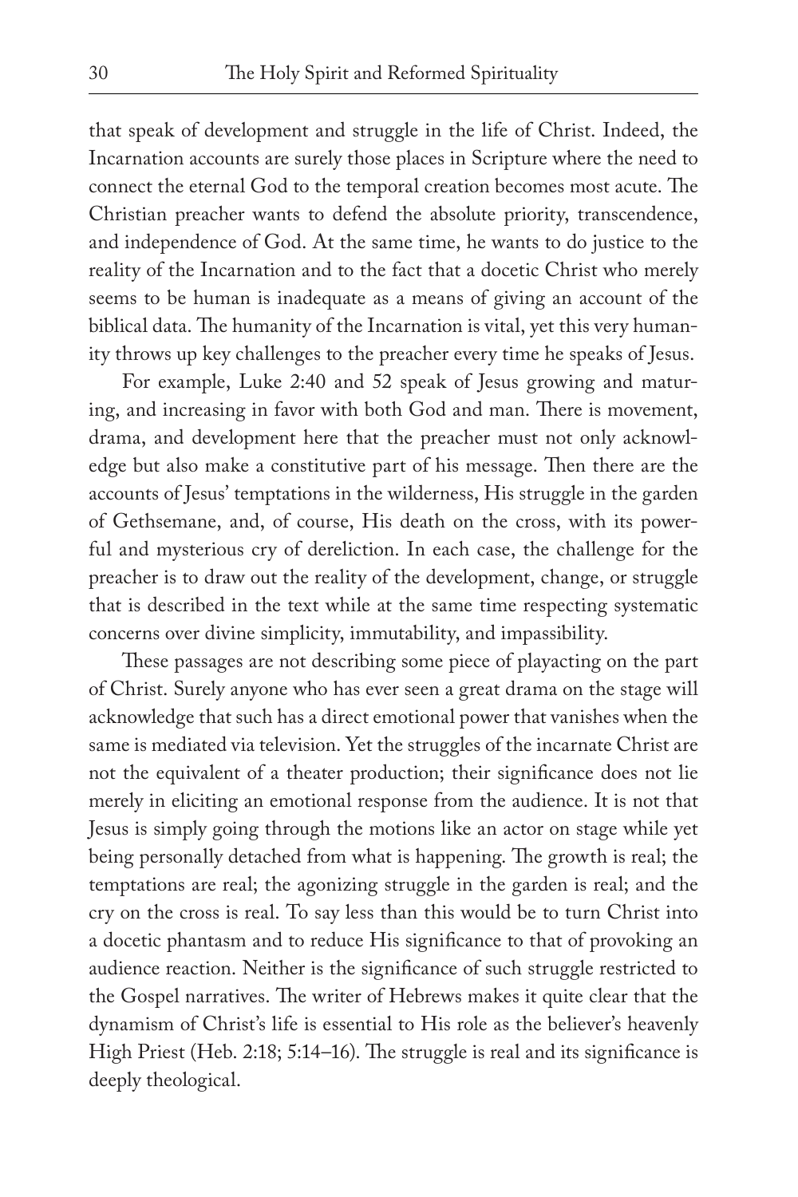that speak of development and struggle in the life of Christ. Indeed, the Incarnation accounts are surely those places in Scripture where the need to connect the eternal God to the temporal creation becomes most acute. The Christian preacher wants to defend the absolute priority, transcendence, and independence of God. At the same time, he wants to do justice to the reality of the Incarnation and to the fact that a docetic Christ who merely seems to be human is inadequate as a means of giving an account of the biblical data. The humanity of the Incarnation is vital, yet this very humanity throws up key challenges to the preacher every time he speaks of Jesus.

For example, Luke 2:40 and 52 speak of Jesus growing and maturing, and increasing in favor with both God and man. There is movement, drama, and development here that the preacher must not only acknowledge but also make a constitutive part of his message. Then there are the accounts of Jesus' temptations in the wilderness, His struggle in the garden of Gethsemane, and, of course, His death on the cross, with its powerful and mysterious cry of dereliction. In each case, the challenge for the preacher is to draw out the reality of the development, change, or struggle that is described in the text while at the same time respecting systematic concerns over divine simplicity, immutability, and impassibility.

These passages are not describing some piece of playacting on the part of Christ. Surely anyone who has ever seen a great drama on the stage will acknowledge that such has a direct emotional power that vanishes when the same is mediated via television. Yet the struggles of the incarnate Christ are not the equivalent of a theater production; their significance does not lie merely in eliciting an emotional response from the audience. It is not that Jesus is simply going through the motions like an actor on stage while yet being personally detached from what is happening. The growth is real; the temptations are real; the agonizing struggle in the garden is real; and the cry on the cross is real. To say less than this would be to turn Christ into a docetic phantasm and to reduce His significance to that of provoking an audience reaction. Neither is the significance of such struggle restricted to the Gospel narratives. The writer of Hebrews makes it quite clear that the dynamism of Christ's life is essential to His role as the believer's heavenly High Priest (Heb. 2:18; 5:14–16). The struggle is real and its significance is deeply theological.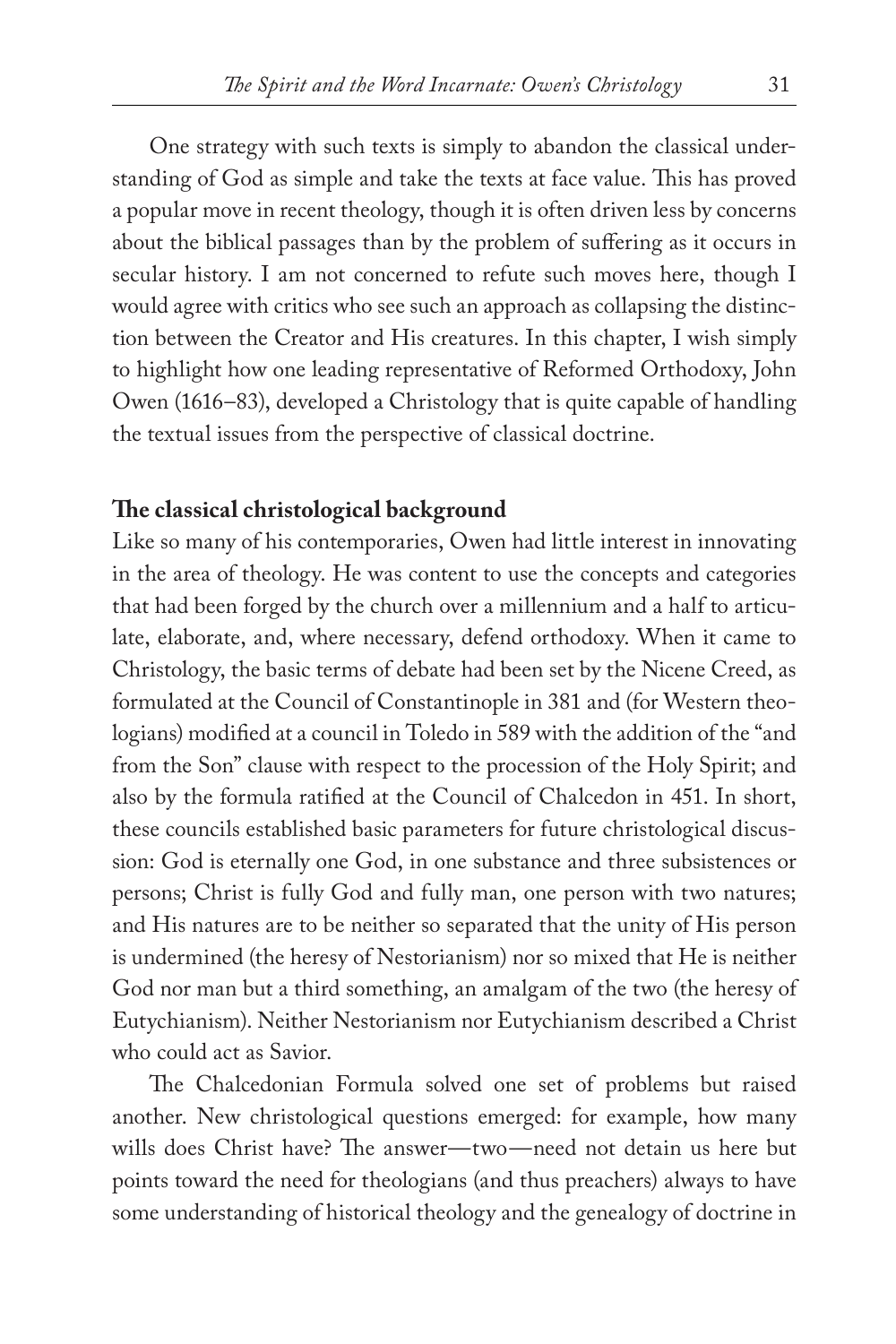One strategy with such texts is simply to abandon the classical understanding of God as simple and take the texts at face value. This has proved a popular move in recent theology, though it is often driven less by concerns about the biblical passages than by the problem of suffering as it occurs in secular history. I am not concerned to refute such moves here, though I would agree with critics who see such an approach as collapsing the distinction between the Creator and His creatures. In this chapter, I wish simply to highlight how one leading representative of Reformed Orthodoxy, John Owen (1616–83), developed a Christology that is quite capable of handling the textual issues from the perspective of classical doctrine.

### The classical christological background

Like so many of his contemporaries, Owen had little interest in innovating in the area of theology. He was content to use the concepts and categories that had been forged by the church over a millennium and a half to articulate, elaborate, and, where necessary, defend orthodoxy. When it came to Christology, the basic terms of debate had been set by the Nicene Creed, as formulated at the Council of Constantinople in 381 and (for Western theologians) modified at a council in Toledo in 589 with the addition of the "and from the Son" clause with respect to the procession of the Holy Spirit; and also by the formula ratified at the Council of Chalcedon in 451. In short, these councils established basic parameters for future christological discussion: God is eternally one God, in one substance and three subsistences or persons; Christ is fully God and fully man, one person with two natures; and His natures are to be neither so separated that the unity of His person is undermined (the heresy of Nestorianism) nor so mixed that He is neither God nor man but a third something, an amalgam of the two (the heresy of Eutychianism). Neither Nestorianism nor Eutychianism described a Christ who could act as Savior.

The Chalcedonian Formula solved one set of problems but raised another. New christological questions emerged: for example, how many wills does Christ have? The answer—two—need not detain us here but points toward the need for theologians (and thus preachers) always to have some understanding of historical theology and the genealogy of doctrine in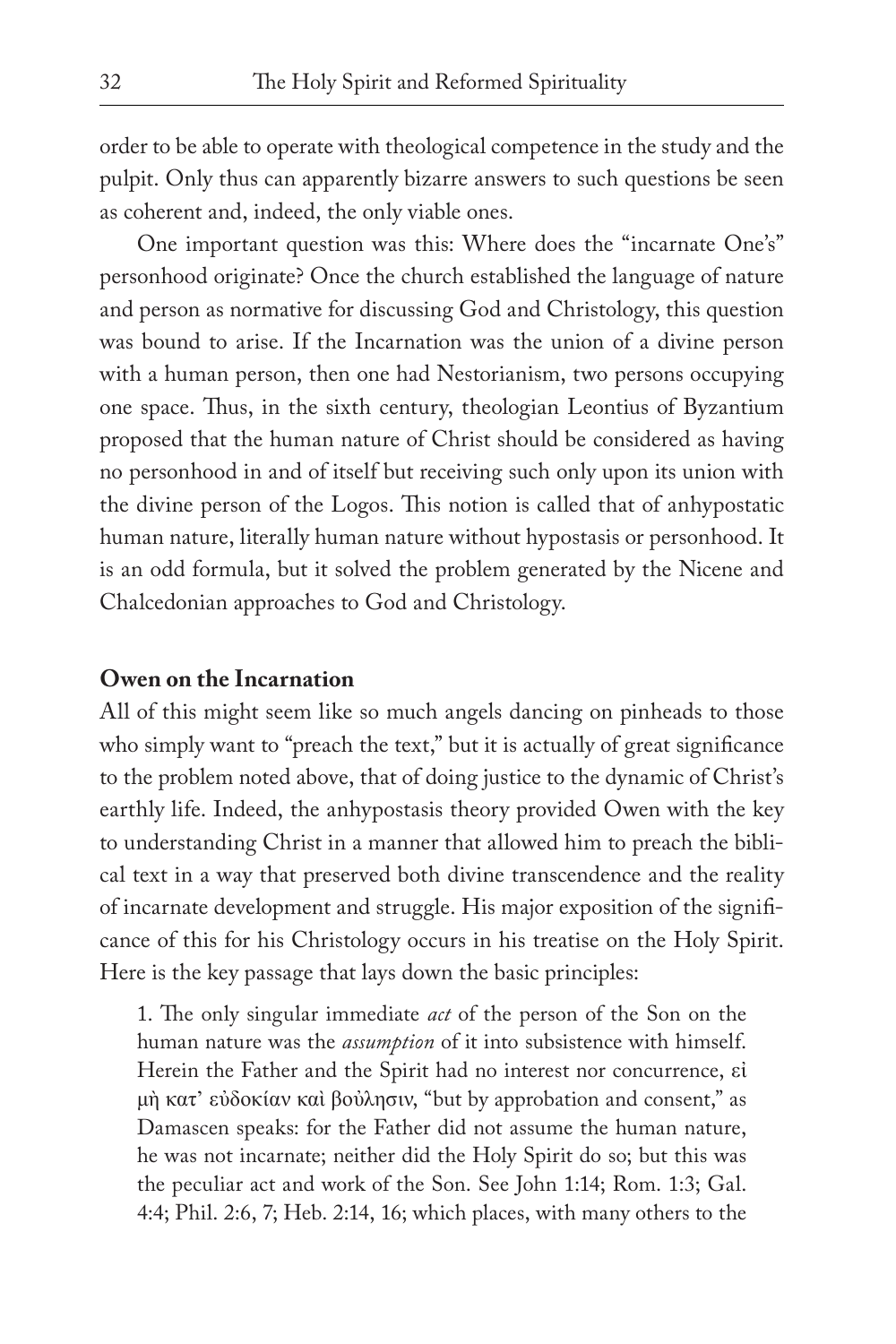order to be able to operate with theological competence in the study and the pulpit. Only thus can apparently bizarre answers to such questions be seen as coherent and, indeed, the only viable ones.

One important question was this: Where does the "incarnate One's" personhood originate? Once the church established the language of nature and person as normative for discussing God and Christology, this question was bound to arise. If the Incarnation was the union of a divine person with a human person, then one had Nestorianism, two persons occupying one space. Thus, in the sixth century, theologian Leontius of Byzantium proposed that the human nature of Christ should be considered as having no personhood in and of itself but receiving such only upon its union with the divine person of the Logos. This notion is called that of anhypostatic human nature, literally human nature without hypostasis or personhood. It is an odd formula, but it solved the problem generated by the Nicene and Chalcedonian approaches to God and Christology.

## Owen on the Incarnation

All of this might seem like so much angels dancing on pinheads to those who simply want to "preach the text," but it is actually of great significance to the problem noted above, that of doing justice to the dynamic of Christ's earthly life. Indeed, the anhypostasis theory provided Owen with the key to understanding Christ in a manner that allowed him to preach the biblical text in a way that preserved both divine transcendence and the reality of incarnate development and struggle. His major exposition of the significance of this for his Christology occurs in his treatise on the Holy Spirit. Here is the key passage that lays down the basic principles:

> 1. The only singular immediate *act* of the person of the Son on the human nature was the *assumption* of it into subsistence with himself. Herein the Father and the Spirit had no interest nor concurrence, εἰ μὴ κατ' εὐδοκίαν καὶ βοὐλησιν, "but by approbation and consent," as Damascen speaks: for the Father did not assume the human nature, he was not incarnate; neither did the Holy Spirit do so; but this was the peculiar act and work of the Son. See John 1:14; Rom. 1:3; Gal. 4:4; Phil. 2:6, 7; Heb. 2:14, 16; which places, with many others to the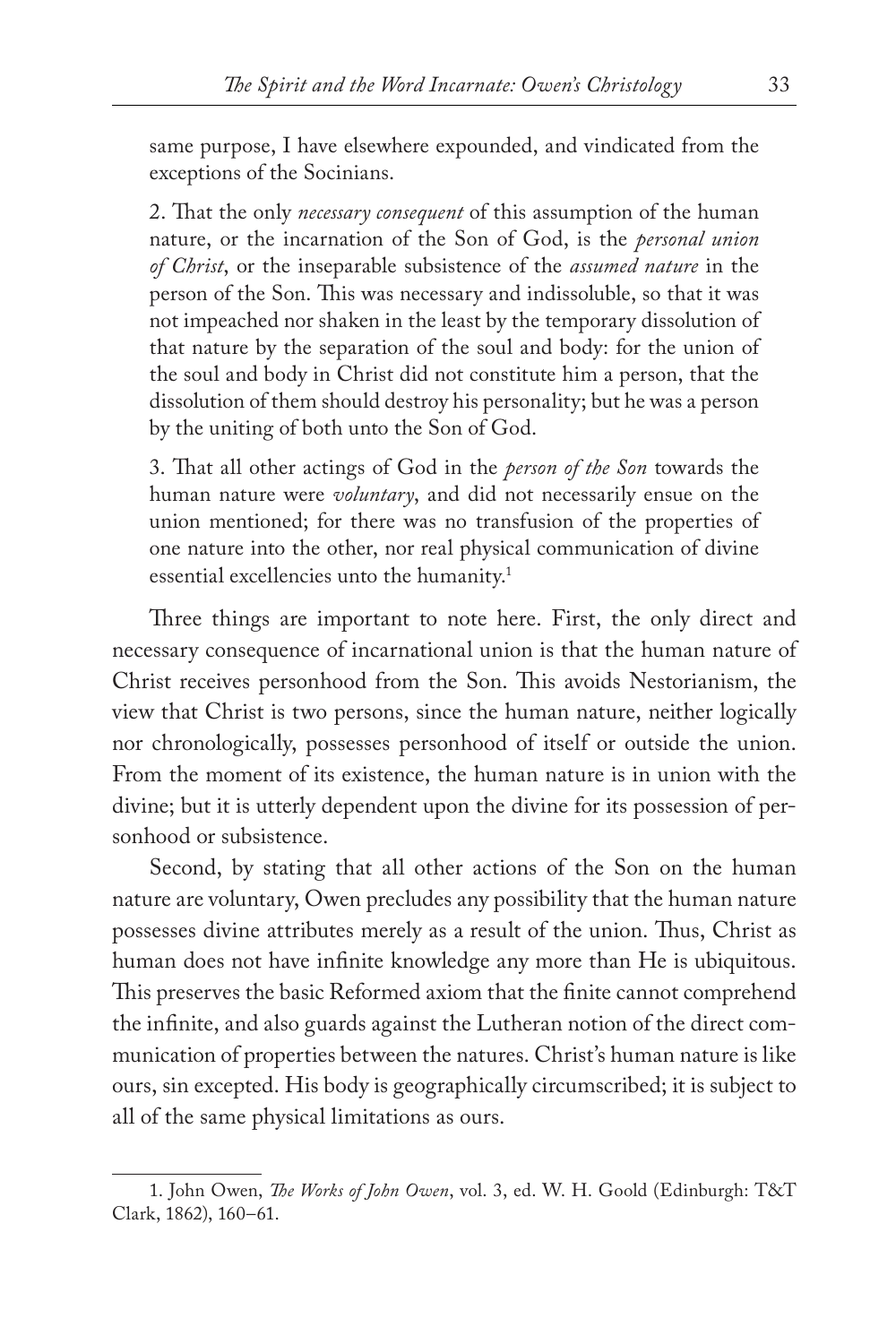same purpose, I have elsewhere expounded, and vindicated from the exceptions of the Socinians.

2. That the only *necessary consequent* of this assumption of the human nature, or the incarnation of the Son of God, is the *personal union of Christ*, or the inseparable subsistence of the *assumed nature* in the person of the Son. This was necessary and indissoluble, so that it was not impeached nor shaken in the least by the temporary dissolution of that nature by the separation of the soul and body: for the union of the soul and body in Christ did not constitute him a person, that the dissolution of them should destroy his personality; but he was a person by the uniting of both unto the Son of God.

3. That all other actings of God in the *person of the Son* towards the human nature were *voluntary*, and did not necessarily ensue on the union mentioned; for there was no transfusion of the properties of one nature into the other, nor real physical communication of divine essential excellencies unto the humanity.[1]

Three things are important to note here. First, the only direct and necessary consequence of incarnational union is that the human nature of Christ receives personhood from the Son. This avoids Nestorianism, the view that Christ is two persons, since the human nature, neither logically nor chronologically, possesses personhood of itself or outside the union. From the moment of its existence, the human nature is in union with the divine; but it is utterly dependent upon the divine for its possession of personhood or subsistence.

Second, by stating that all other actions of the Son on the human nature are voluntary, Owen precludes any possibility that the human nature possesses divine attributes merely as a result of the union. Thus, Christ as human does not have infinite knowledge any more than He is ubiquitous. This preserves the basic Reformed axiom that the finite cannot comprehend the infinite, and also guards against the Lutheran notion of the direct communication of properties between the natures. Christ's human nature is like ours, sin excepted. His body is geographically circumscribed; it is subject to all of the same physical limitations as ours.

1. John Owen, *The Works of John Owen*, vol. 3, ed. W. H. Goold (Edinburgh: T&T Clark, 1862), 160–61.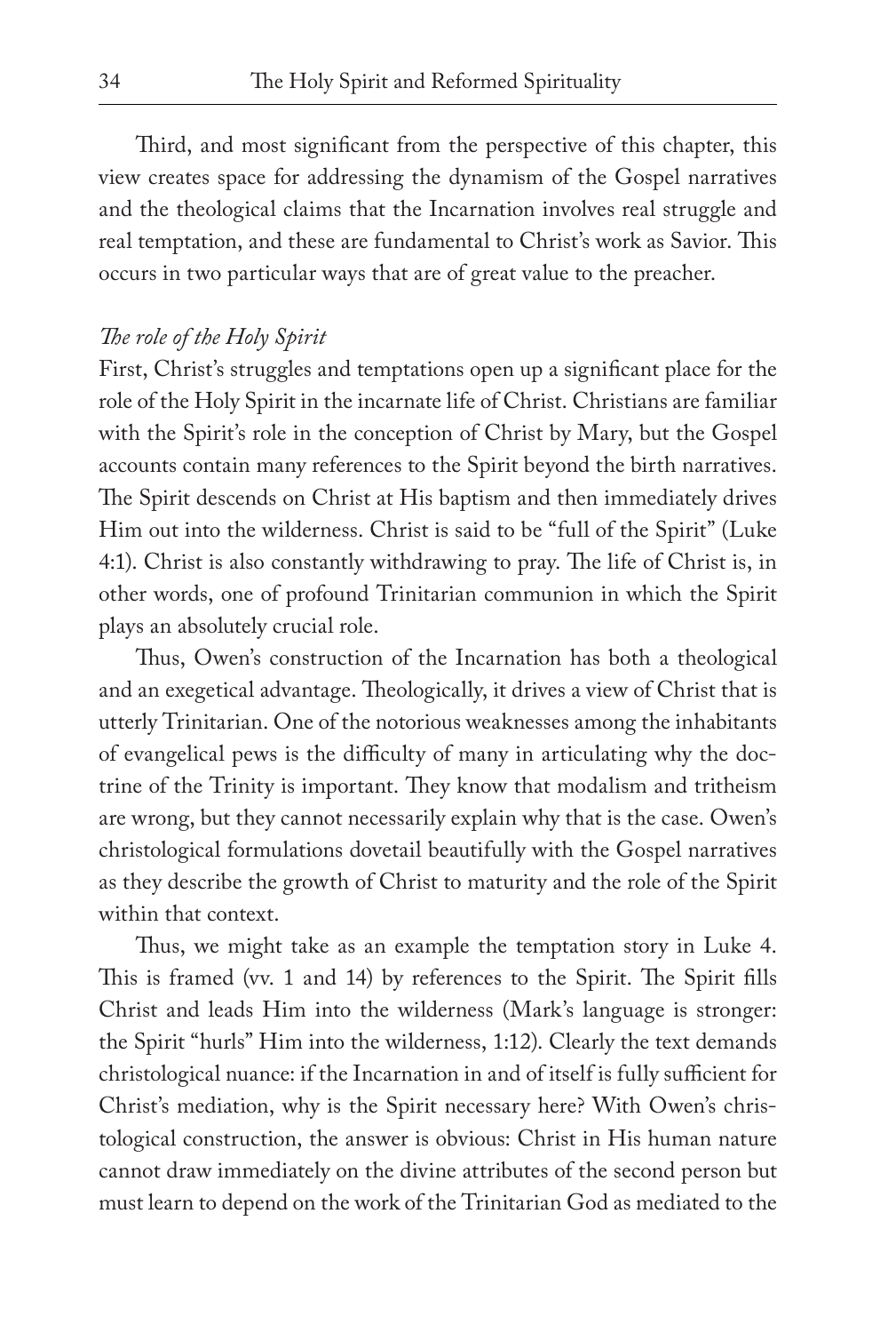Third, and most significant from the perspective of this chapter, this view creates space for addressing the dynamism of the Gospel narratives and the theological claims that the Incarnation involves real struggle and real temptation, and these are fundamental to Christ's work as Savior. This occurs in two particular ways that are of great value to the preacher.

*The role of the Holy Spirit*

First, Christ's struggles and temptations open up a significant place for the role of the Holy Spirit in the incarnate life of Christ. Christians are familiar with the Spirit's role in the conception of Christ by Mary, but the Gospel accounts contain many references to the Spirit beyond the birth narratives. The Spirit descends on Christ at His baptism and then immediately drives Him out into the wilderness. Christ is said to be "full of the Spirit" (Luke 4:1). Christ is also constantly withdrawing to pray. The life of Christ is, in other words, one of profound Trinitarian communion in which the Spirit plays an absolutely crucial role.

Thus, Owen's construction of the Incarnation has both a theological and an exegetical advantage. Theologically, it drives a view of Christ that is utterly Trinitarian. One of the notorious weaknesses among the inhabitants of evangelical pews is the difficulty of many in articulating why the doctrine of the Trinity is important. They know that modalism and tritheism are wrong, but they cannot necessarily explain why that is the case. Owen's christological formulations dovetail beautifully with the Gospel narratives as they describe the growth of Christ to maturity and the role of the Spirit within that context.

Thus, we might take as an example the temptation story in Luke 4. This is framed (vv. 1 and 14) by references to the Spirit. The Spirit fills Christ and leads Him into the wilderness (Mark's language is stronger: the Spirit "hurls" Him into the wilderness, 1:12). Clearly the text demands christological nuance: if the Incarnation in and of itself is fully sufficient for Christ's mediation, why is the Spirit necessary here? With Owen's christological construction, the answer is obvious: Christ in His human nature cannot draw immediately on the divine attributes of the second person but must learn to depend on the work of the Trinitarian God as mediated to the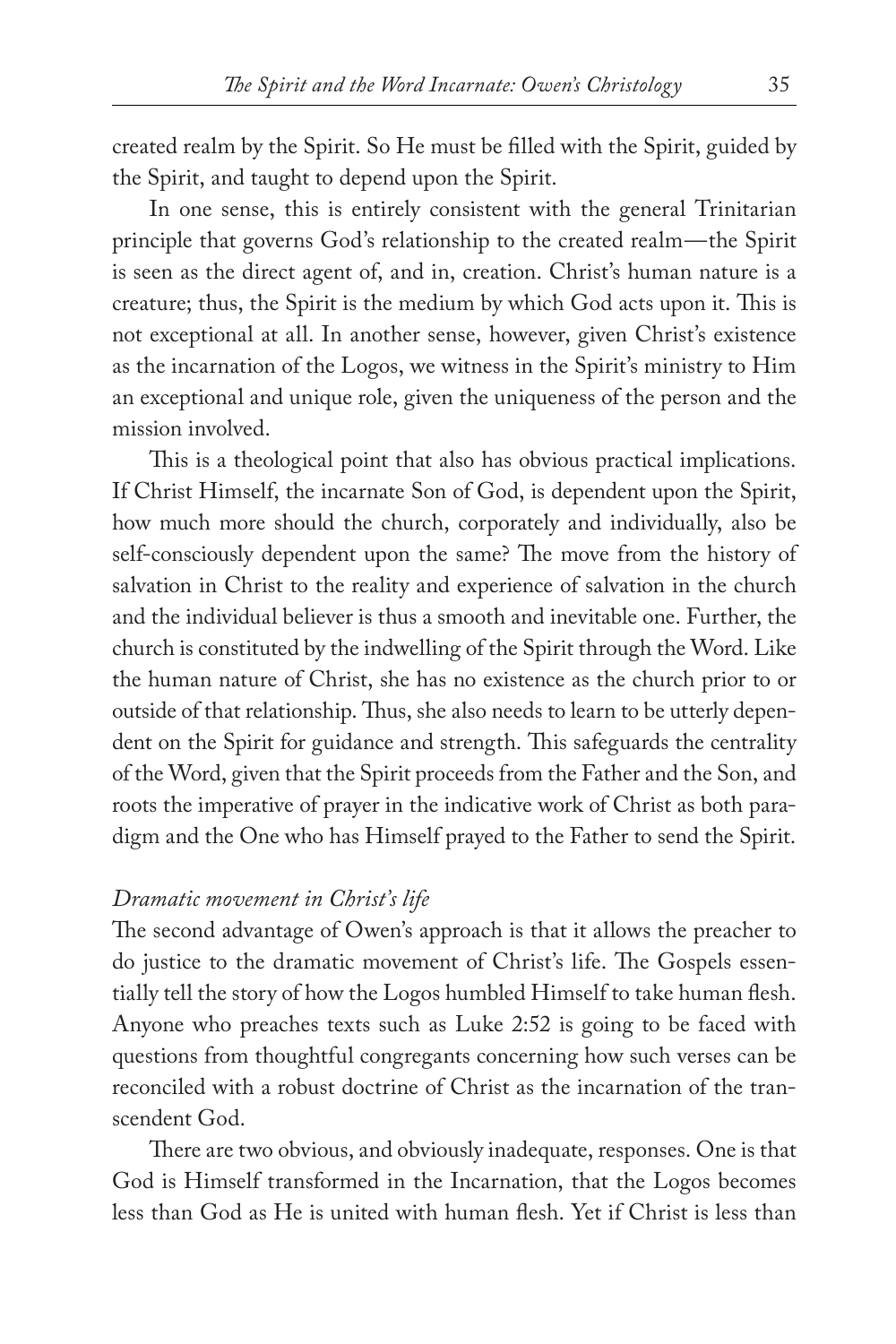created realm by the Spirit. So He must be filled with the Spirit, guided by the Spirit, and taught to depend upon the Spirit.

In one sense, this is entirely consistent with the general Trinitarian principle that governs God's relationship to the created realm—the Spirit is seen as the direct agent of, and in, creation. Christ's human nature is a creature; thus, the Spirit is the medium by which God acts upon it. This is not exceptional at all. In another sense, however, given Christ's existence as the incarnation of the Logos, we witness in the Spirit's ministry to Him an exceptional and unique role, given the uniqueness of the person and the mission involved.

This is a theological point that also has obvious practical implications. If Christ Himself, the incarnate Son of God, is dependent upon the Spirit, how much more should the church, corporately and individually, also be self-consciously dependent upon the same? The move from the history of salvation in Christ to the reality and experience of salvation in the church and the individual believer is thus a smooth and inevitable one. Further, the church is constituted by the indwelling of the Spirit through the Word. Like the human nature of Christ, she has no existence as the church prior to or outside of that relationship. Thus, she also needs to learn to be utterly dependent on the Spirit for guidance and strength. This safeguards the centrality of the Word, given that the Spirit proceeds from the Father and the Son, and roots the imperative of prayer in the indicative work of Christ as both paradigm and the One who has Himself prayed to the Father to send the Spirit.

### *Dramatic movement in Christ's life*

The second advantage of Owen's approach is that it allows the preacher to do justice to the dramatic movement of Christ's life. The Gospels essentially tell the story of how the Logos humbled Himself to take human flesh. Anyone who preaches texts such as Luke 2:52 is going to be faced with questions from thoughtful congregants concerning how such verses can be reconciled with a robust doctrine of Christ as the incarnation of the transcendent God.

There are two obvious, and obviously inadequate, responses. One is that God is Himself transformed in the Incarnation, that the Logos becomes less than God as He is united with human flesh. Yet if Christ is less than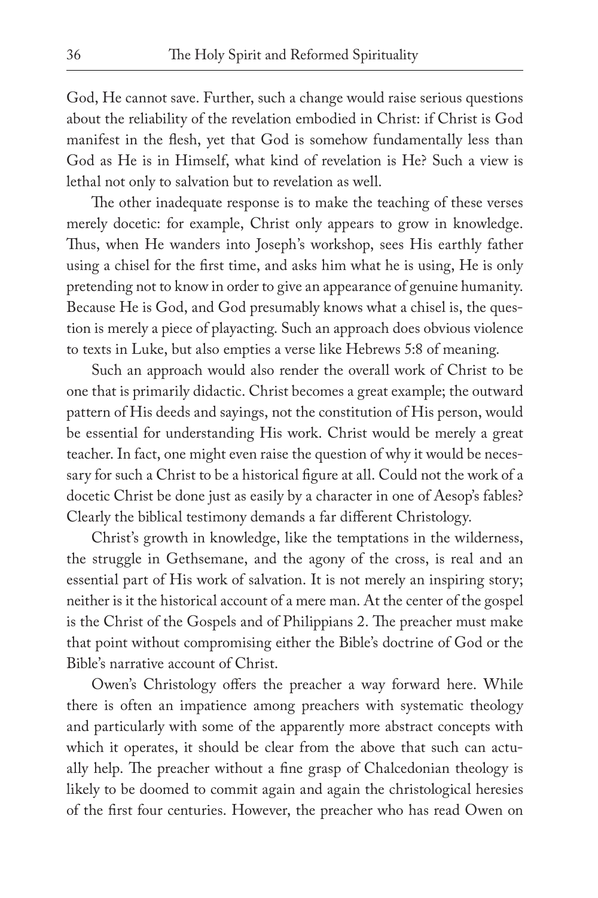God, He cannot save. Further, such a change would raise serious questions about the reliability of the revelation embodied in Christ: if Christ is God manifest in the flesh, yet that God is somehow fundamentally less than God as He is in Himself, what kind of revelation is He? Such a view is lethal not only to salvation but to revelation as well.

The other inadequate response is to make the teaching of these verses merely docetic: for example, Christ only appears to grow in knowledge. Thus, when He wanders into Joseph's workshop, sees His earthly father using a chisel for the first time, and asks him what he is using, He is only pretending not to know in order to give an appearance of genuine humanity. Because He is God, and God presumably knows what a chisel is, the question is merely a piece of playacting. Such an approach does obvious violence to texts in Luke, but also empties a verse like Hebrews 5:8 of meaning.

Such an approach would also render the overall work of Christ to be one that is primarily didactic. Christ becomes a great example; the outward pattern of His deeds and sayings, not the constitution of His person, would be essential for understanding His work. Christ would be merely a great teacher. In fact, one might even raise the question of why it would be necessary for such a Christ to be a historical figure at all. Could not the work of a docetic Christ be done just as easily by a character in one of Aesop's fables? Clearly the biblical testimony demands a far different Christology.

Christ's growth in knowledge, like the temptations in the wilderness, the struggle in Gethsemane, and the agony of the cross, is real and an essential part of His work of salvation. It is not merely an inspiring story; neither is it the historical account of a mere man. At the center of the gospel is the Christ of the Gospels and of Philippians 2. The preacher must make that point without compromising either the Bible's doctrine of God or the Bible's narrative account of Christ.

Owen's Christology offers the preacher a way forward here. While there is often an impatience among preachers with systematic theology and particularly with some of the apparently more abstract concepts with which it operates, it should be clear from the above that such can actually help. The preacher without a fine grasp of Chalcedonian theology is likely to be doomed to commit again and again the christological heresies of the first four centuries. However, the preacher who has read Owen on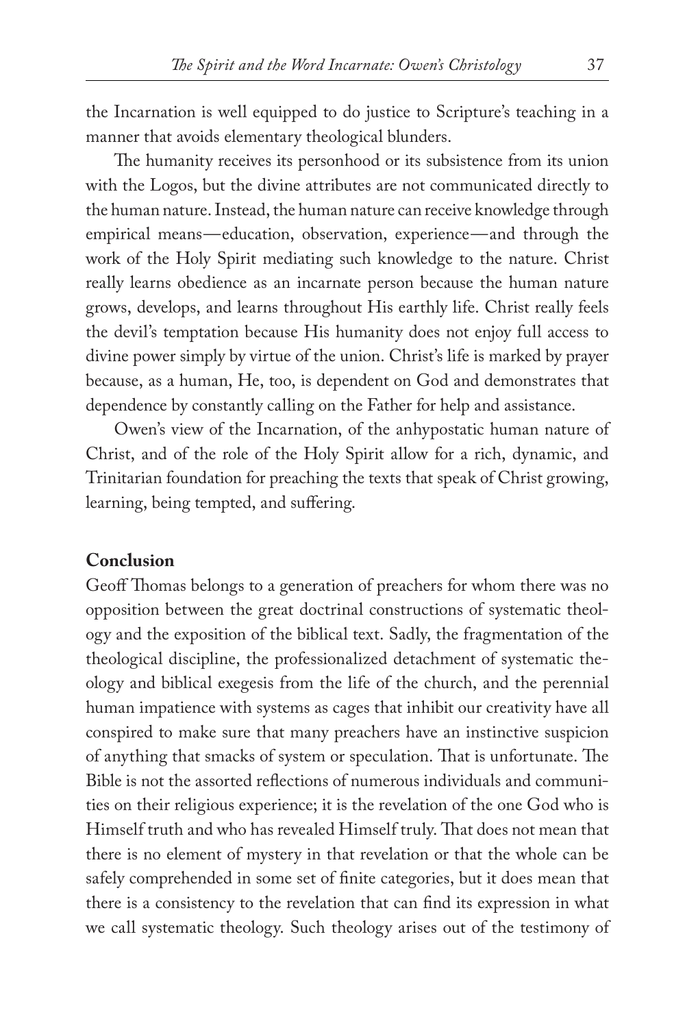the Incarnation is well equipped to do justice to Scripture's teaching in a manner that avoids elementary theological blunders.

The humanity receives its personhood or its subsistence from its union with the Logos, but the divine attributes are not communicated directly to the human nature. Instead, the human nature can receive knowledge through empirical means—education, observation, experience—and through the work of the Holy Spirit mediating such knowledge to the nature. Christ really learns obedience as an incarnate person because the human nature grows, develops, and learns throughout His earthly life. Christ really feels the devil's temptation because His humanity does not enjoy full access to divine power simply by virtue of the union. Christ's life is marked by prayer because, as a human, He, too, is dependent on God and demonstrates that dependence by constantly calling on the Father for help and assistance.

Owen's view of the Incarnation, of the anhypostatic human nature of Christ, and of the role of the Holy Spirit allow for a rich, dynamic, and Trinitarian foundation for preaching the texts that speak of Christ growing, learning, being tempted, and suffering.

## Conclusion

Geoff Thomas belongs to a generation of preachers for whom there was no opposition between the great doctrinal constructions of systematic theology and the exposition of the biblical text. Sadly, the fragmentation of the theological discipline, the professionalized detachment of systematic theology and biblical exegesis from the life of the church, and the perennial human impatience with systems as cages that inhibit our creativity have all conspired to make sure that many preachers have an instinctive suspicion of anything that smacks of system or speculation. That is unfortunate. The Bible is not the assorted reflections of numerous individuals and communities on their religious experience; it is the revelation of the one God who is Himself truth and who has revealed Himself truly. That does not mean that there is no element of mystery in that revelation or that the whole can be safely comprehended in some set of finite categories, but it does mean that there is a consistency to the revelation that can find its expression in what we call systematic theology. Such theology arises out of the testimony of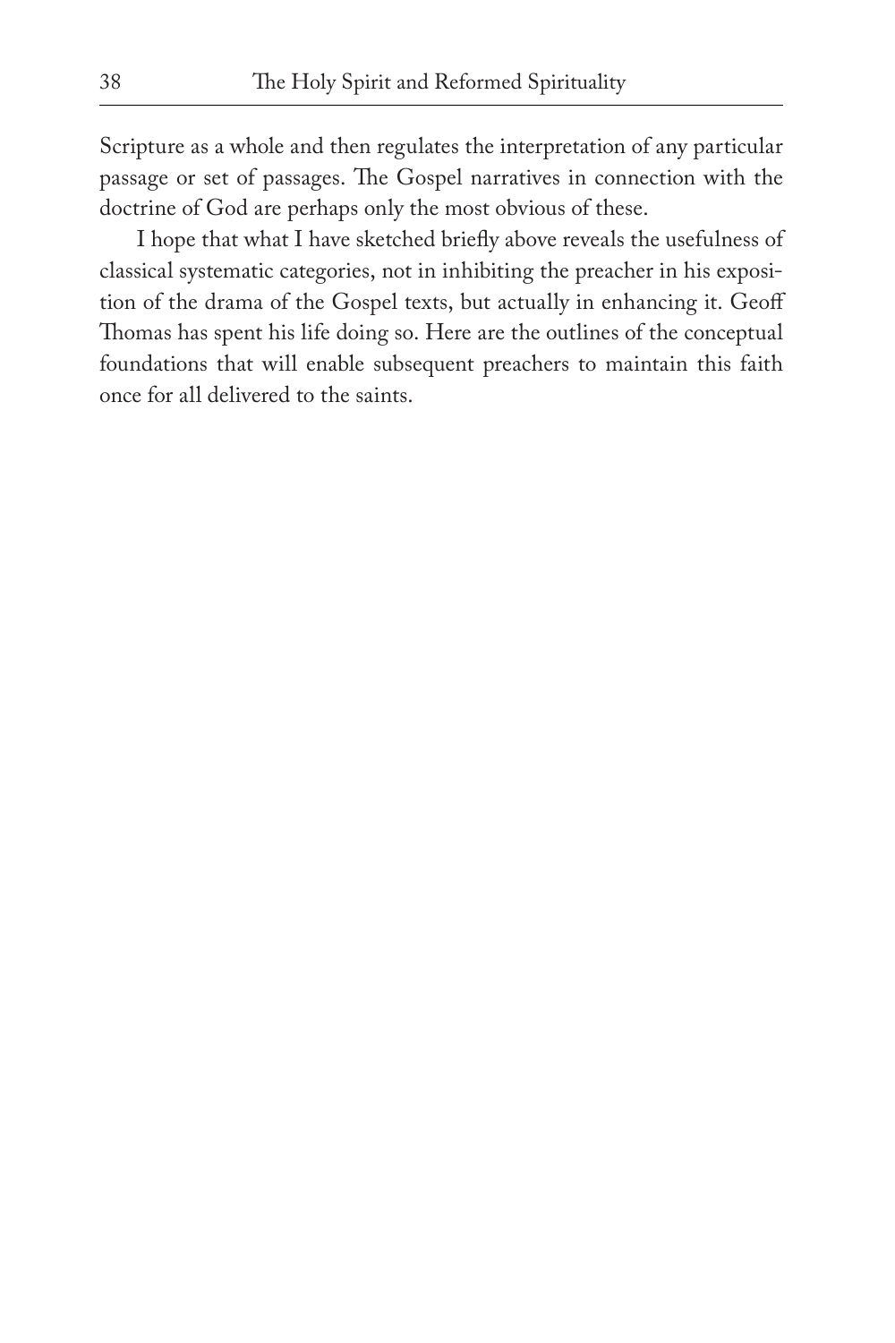Scripture as a whole and then regulates the interpretation of any particular passage or set of passages. The Gospel narratives in connection with the doctrine of God are perhaps only the most obvious of these.

I hope that what I have sketched briefly above reveals the usefulness of classical systematic categories, not in inhibiting the preacher in his exposition of the drama of the Gospel texts, but actually in enhancing it. Geoff Thomas has spent his life doing so. Here are the outlines of the conceptual foundations that will enable subsequent preachers to maintain this faith once for all delivered to the saints.